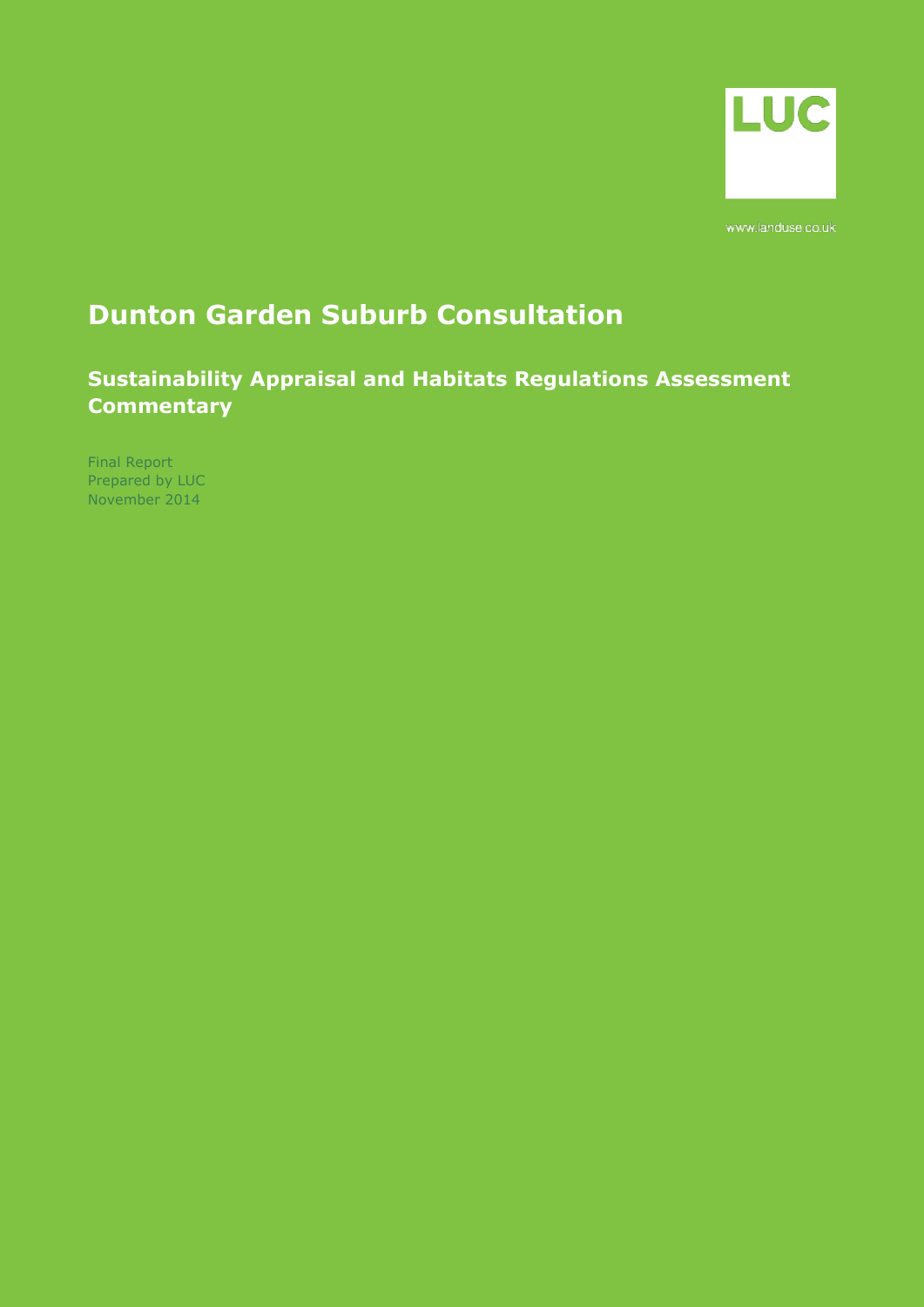LUC

www.landuse.co.uk

# Dunton Garden Suburb Consultation

## Sustainability Appraisal and Habitats Regulations Assessment Commentary

Final Report
Prepared by LUC
November 2014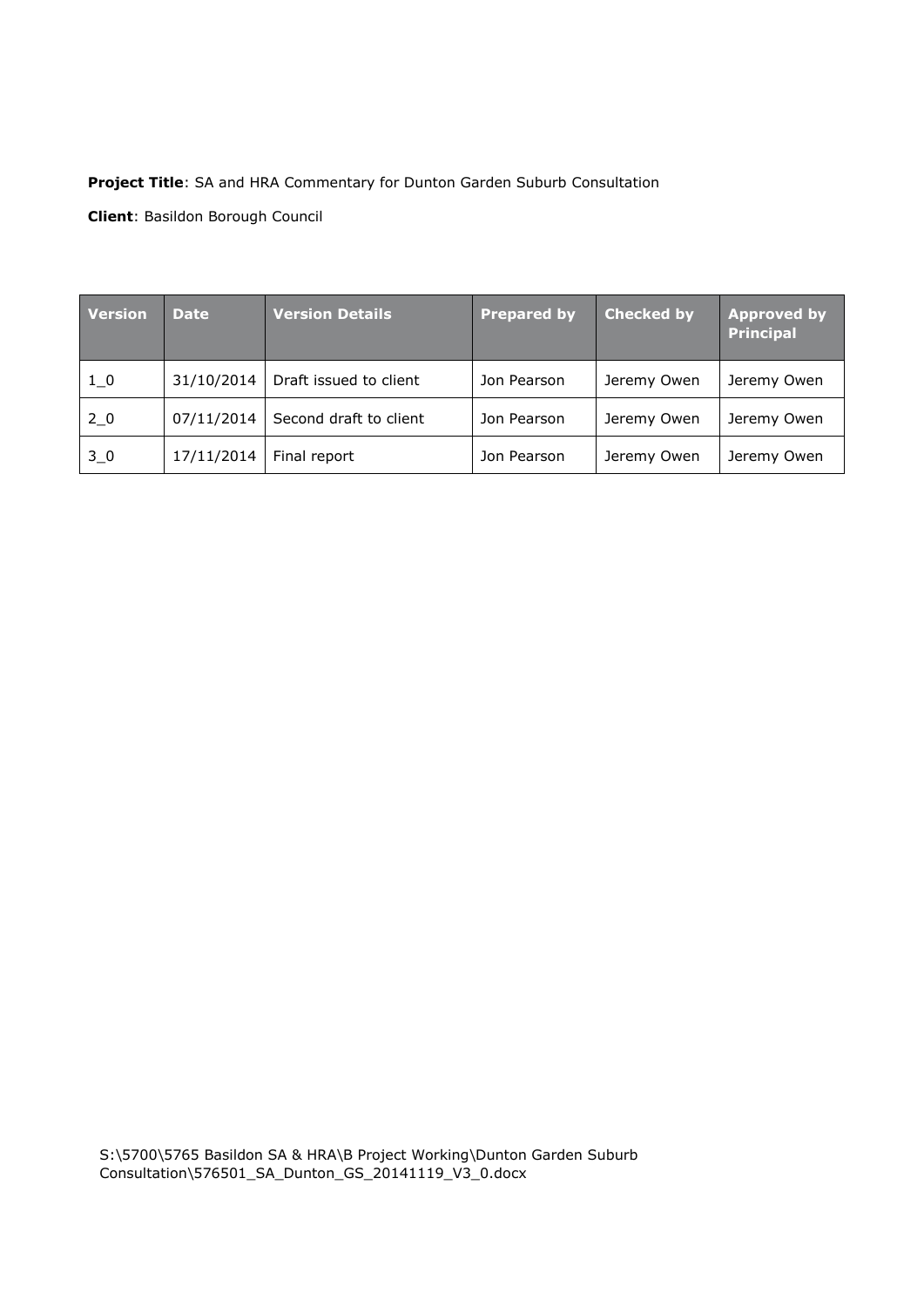**Project Title**: SA and HRA Commentary for Dunton Garden Suburb Consultation

**Client**: Basildon Borough Council

| Version | Date | Version Details | Prepared by | Checked by | Approved by Principal |
|---|---|---|---|---|---|
| 1_0 | 31/10/2014 | Draft issued to client | Jon Pearson | Jeremy Owen | Jeremy Owen |
| 2_0 | 07/11/2014 | Second draft to client | Jon Pearson | Jeremy Owen | Jeremy Owen |
| 3_0 | 17/11/2014 | Final report | Jon Pearson | Jeremy Owen | Jeremy Owen |

S:\5700\5765 Basildon SA & HRA\B Project Working\Dunton Garden Suburb Consultation\576501_SA_Dunton_GS_20141119_V3_0.docx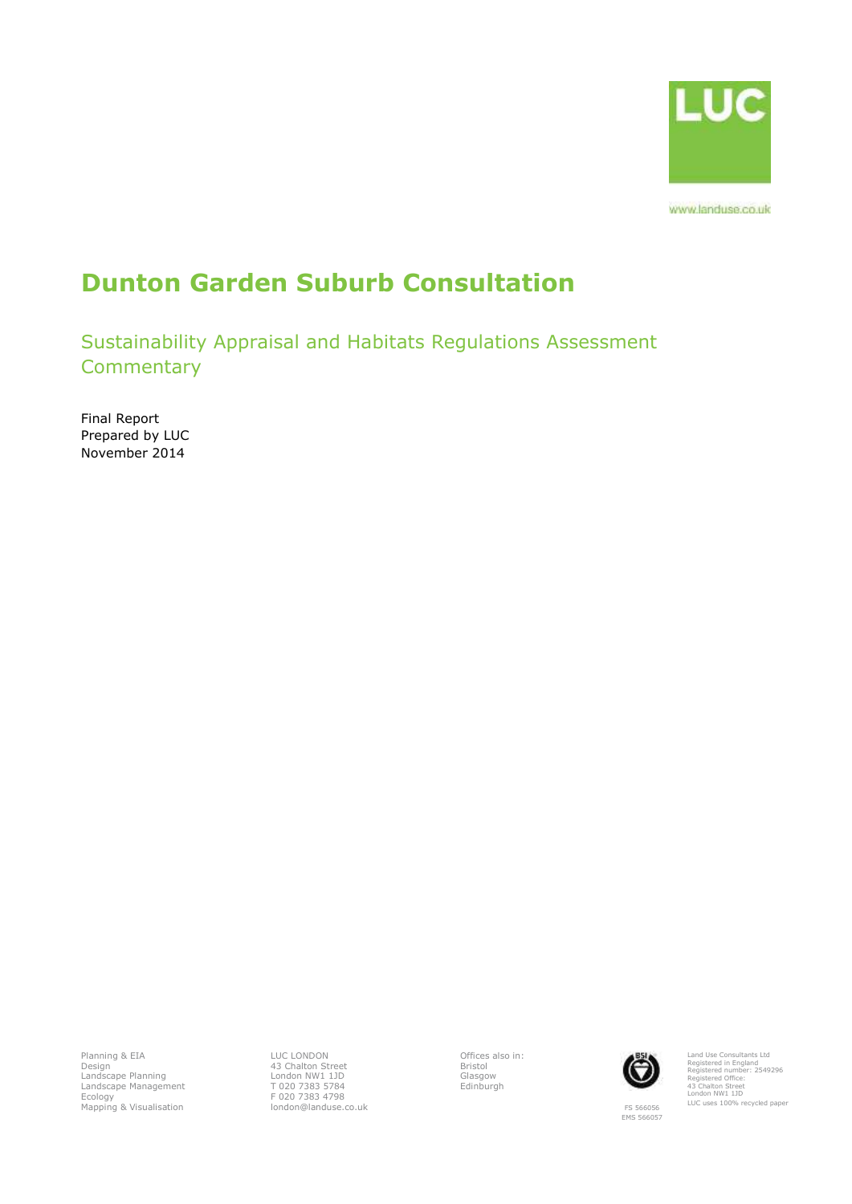LUC

www.landuse.co.uk

# Dunton Garden Suburb Consultation

## Sustainability Appraisal and Habitats Regulations Assessment Commentary

Final Report
Prepared by LUC
November 2014

Planning & EIA
Design
Landscape Planning
Landscape Management
Ecology
Mapping & Visualisation

LUC LONDON
43 Chalton Street
London NW1 1JD
T 020 7383 5784
F 020 7383 4798
london@landuse.co.uk

Offices also in:
Bristol
Glasgow
Edinburgh

FS 566056
EMS 566057

Land Use Consultants Ltd
Registered in England
Registered number: 2549296
Registered Office:
43 Chalton Street
London NW1 1JD
LUC uses 100% recycled paper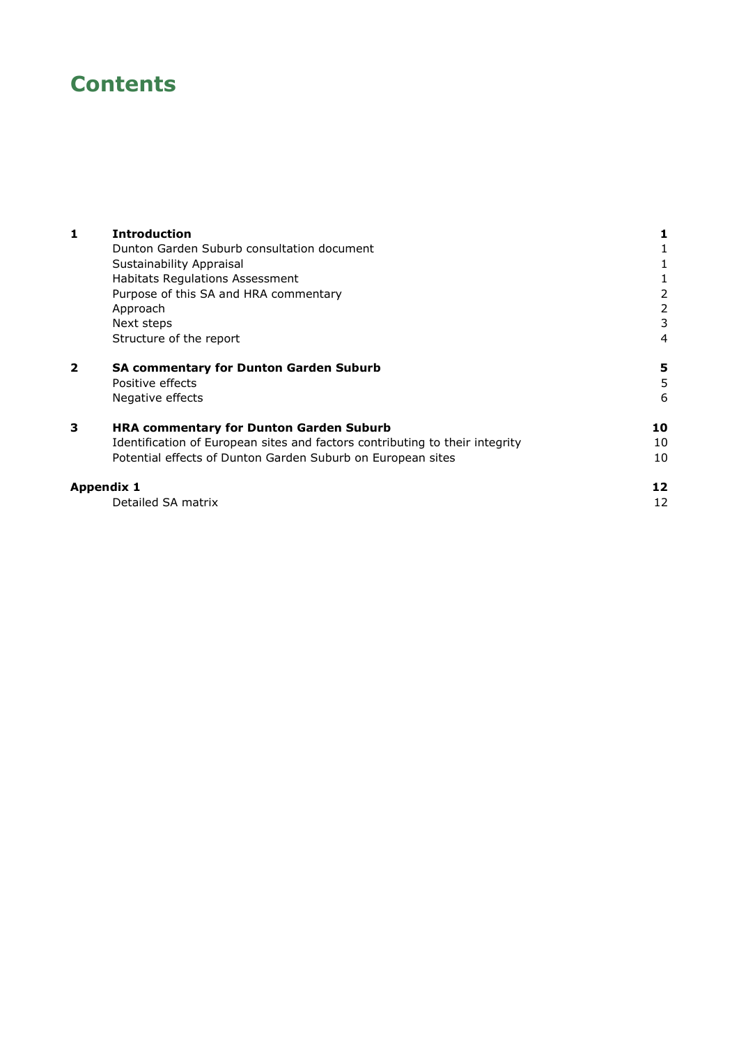# Contents

| | | |
|---|---|---|
| **1** | **Introduction** | **1** |
| | Dunton Garden Suburb consultation document | 1 |
| | Sustainability Appraisal | 1 |
| | Habitats Regulations Assessment | 1 |
| | Purpose of this SA and HRA commentary | 2 |
| | Approach | 2 |
| | Next steps | 3 |
| | Structure of the report | 4 |
| **2** | **SA commentary for Dunton Garden Suburb** | **5** |
| | Positive effects | 5 |
| | Negative effects | 6 |
| **3** | **HRA commentary for Dunton Garden Suburb** | **10** |
| | Identification of European sites and factors contributing to their integrity | 10 |
| | Potential effects of Dunton Garden Suburb on European sites | 10 |
| **Appendix 1** | | **12** |
| | Detailed SA matrix | 12 |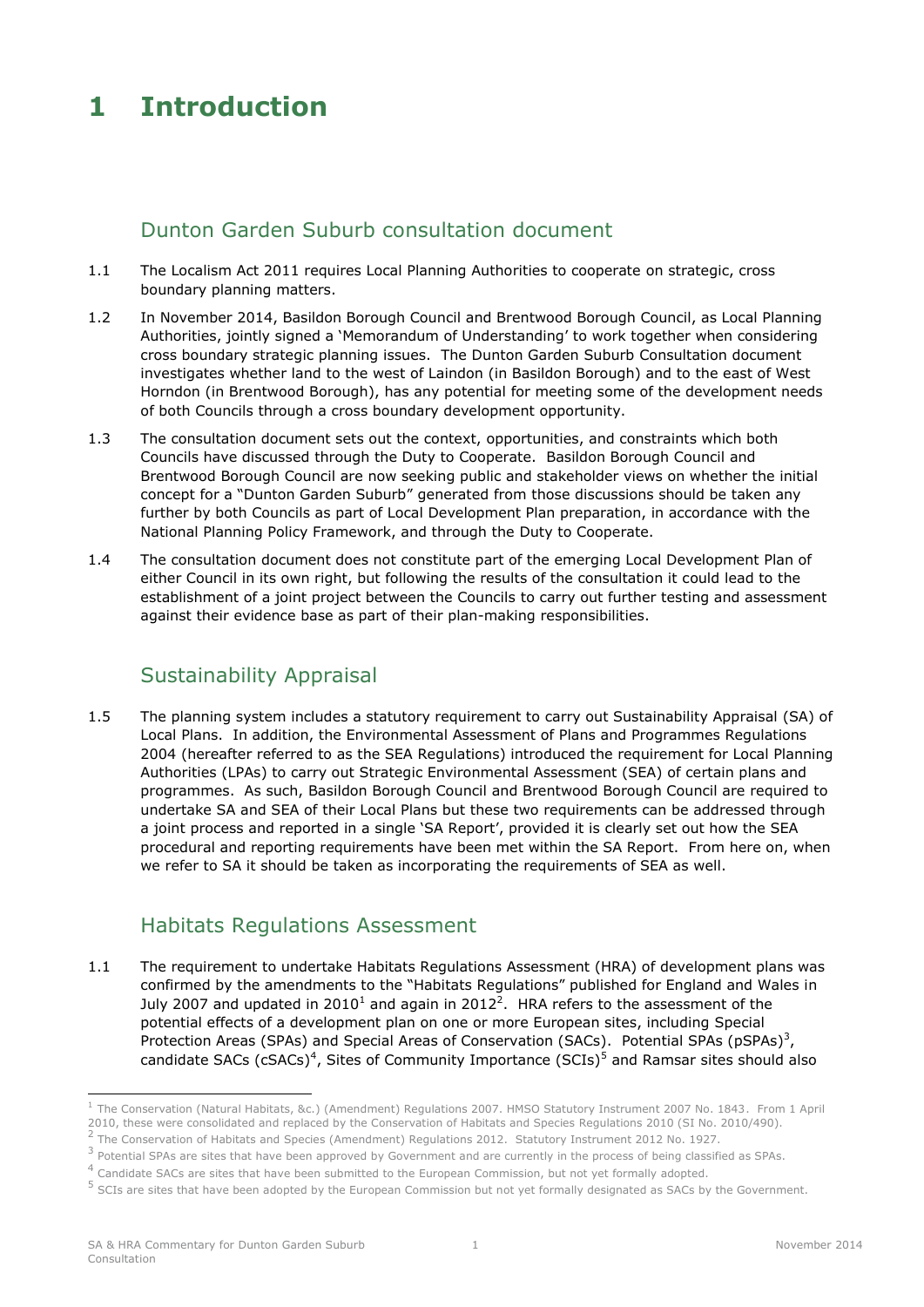# 1 Introduction

## Dunton Garden Suburb consultation document

1.1 The Localism Act 2011 requires Local Planning Authorities to cooperate on strategic, cross boundary planning matters.

1.2 In November 2014, Basildon Borough Council and Brentwood Borough Council, as Local Planning Authorities, jointly signed a 'Memorandum of Understanding' to work together when considering cross boundary strategic planning issues. The Dunton Garden Suburb Consultation document investigates whether land to the west of Laindon (in Basildon Borough) and to the east of West Horndon (in Brentwood Borough), has any potential for meeting some of the development needs of both Councils through a cross boundary development opportunity.

1.3 The consultation document sets out the context, opportunities, and constraints which both Councils have discussed through the Duty to Cooperate. Basildon Borough Council and Brentwood Borough Council are now seeking public and stakeholder views on whether the initial concept for a "Dunton Garden Suburb" generated from those discussions should be taken any further by both Councils as part of Local Development Plan preparation, in accordance with the National Planning Policy Framework, and through the Duty to Cooperate.

1.4 The consultation document does not constitute part of the emerging Local Development Plan of either Council in its own right, but following the results of the consultation it could lead to the establishment of a joint project between the Councils to carry out further testing and assessment against their evidence base as part of their plan-making responsibilities.

## Sustainability Appraisal

1.5 The planning system includes a statutory requirement to carry out Sustainability Appraisal (SA) of Local Plans. In addition, the Environmental Assessment of Plans and Programmes Regulations 2004 (hereafter referred to as the SEA Regulations) introduced the requirement for Local Planning Authorities (LPAs) to carry out Strategic Environmental Assessment (SEA) of certain plans and programmes. As such, Basildon Borough Council and Brentwood Borough Council are required to undertake SA and SEA of their Local Plans but these two requirements can be addressed through a joint process and reported in a single 'SA Report', provided it is clearly set out how the SEA procedural and reporting requirements have been met within the SA Report. From here on, when we refer to SA it should be taken as incorporating the requirements of SEA as well.

## Habitats Regulations Assessment

1.1 The requirement to undertake Habitats Regulations Assessment (HRA) of development plans was confirmed by the amendments to the "Habitats Regulations" published for England and Wales in July 2007 and updated in 2010[1] and again in 2012[2]. HRA refers to the assessment of the potential effects of a development plan on one or more European sites, including Special Protection Areas (SPAs) and Special Areas of Conservation (SACs). Potential SPAs (pSPAs)[3], candidate SACs (cSACs)[4], Sites of Community Importance (SCIs)[5] and Ramsar sites should also

---

[1] The Conservation (Natural Habitats, &c.) (Amendment) Regulations 2007. HMSO Statutory Instrument 2007 No. 1843. From 1 April 2010, these were consolidated and replaced by the Conservation of Habitats and Species Regulations 2010 (SI No. 2010/490).

[2] The Conservation of Habitats and Species (Amendment) Regulations 2012. Statutory Instrument 2012 No. 1927.

[3] Potential SPAs are sites that have been approved by Government and are currently in the process of being classified as SPAs.

[4] Candidate SACs are sites that have been submitted to the European Commission, but not yet formally adopted.

[5] SCIs are sites that have been adopted by the European Commission but not yet formally designated as SACs by the Government.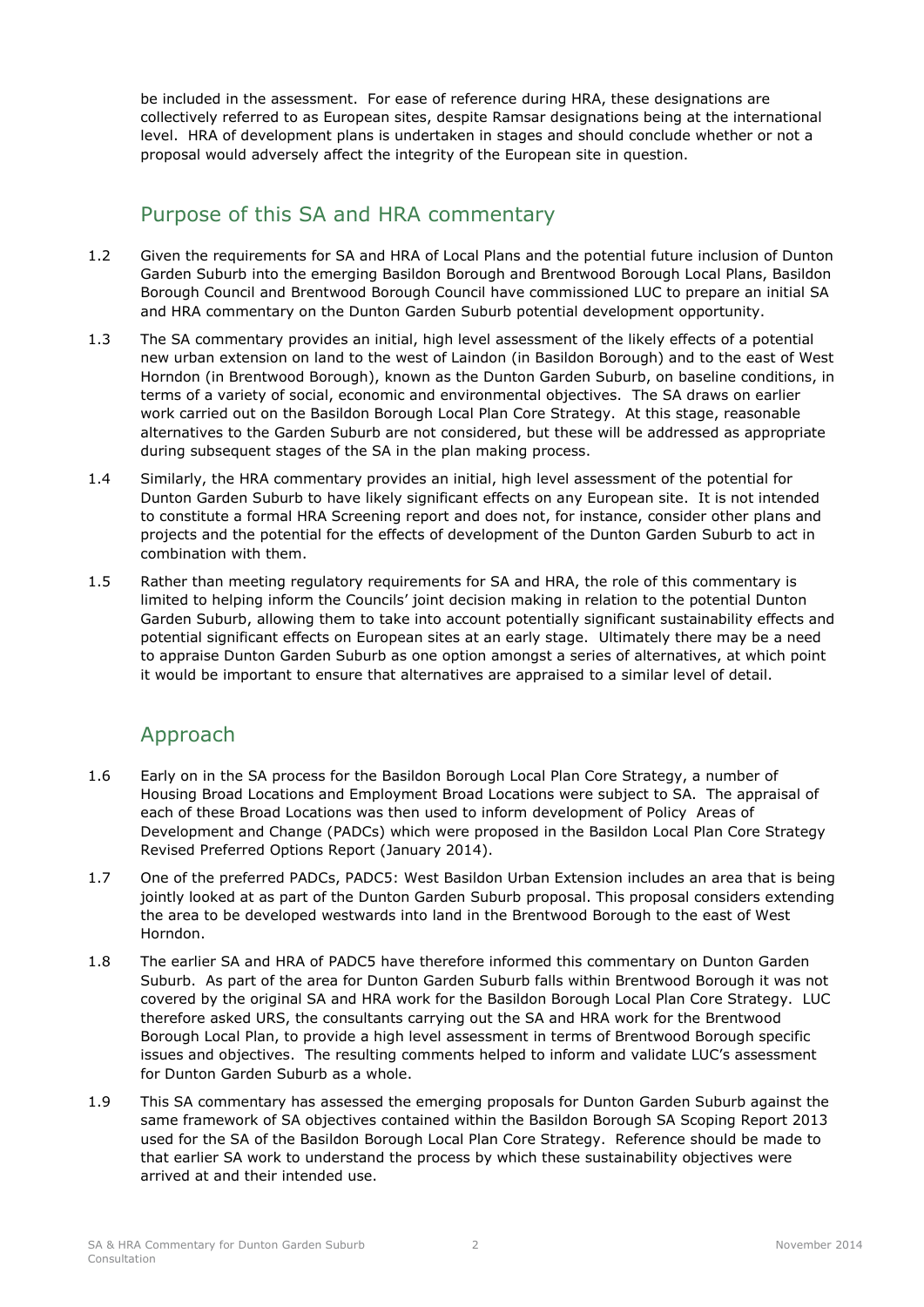be included in the assessment. For ease of reference during HRA, these designations are collectively referred to as European sites, despite Ramsar designations being at the international level. HRA of development plans is undertaken in stages and should conclude whether or not a proposal would adversely affect the integrity of the European site in question.

## Purpose of this SA and HRA commentary

1.2 Given the requirements for SA and HRA of Local Plans and the potential future inclusion of Dunton Garden Suburb into the emerging Basildon Borough and Brentwood Borough Local Plans, Basildon Borough Council and Brentwood Borough Council have commissioned LUC to prepare an initial SA and HRA commentary on the Dunton Garden Suburb potential development opportunity.

1.3 The SA commentary provides an initial, high level assessment of the likely effects of a potential new urban extension on land to the west of Laindon (in Basildon Borough) and to the east of West Horndon (in Brentwood Borough), known as the Dunton Garden Suburb, on baseline conditions, in terms of a variety of social, economic and environmental objectives. The SA draws on earlier work carried out on the Basildon Borough Local Plan Core Strategy. At this stage, reasonable alternatives to the Garden Suburb are not considered, but these will be addressed as appropriate during subsequent stages of the SA in the plan making process.

1.4 Similarly, the HRA commentary provides an initial, high level assessment of the potential for Dunton Garden Suburb to have likely significant effects on any European site. It is not intended to constitute a formal HRA Screening report and does not, for instance, consider other plans and projects and the potential for the effects of development of the Dunton Garden Suburb to act in combination with them.

1.5 Rather than meeting regulatory requirements for SA and HRA, the role of this commentary is limited to helping inform the Councils' joint decision making in relation to the potential Dunton Garden Suburb, allowing them to take into account potentially significant sustainability effects and potential significant effects on European sites at an early stage. Ultimately there may be a need to appraise Dunton Garden Suburb as one option amongst a series of alternatives, at which point it would be important to ensure that alternatives are appraised to a similar level of detail.

## Approach

1.6 Early on in the SA process for the Basildon Borough Local Plan Core Strategy, a number of Housing Broad Locations and Employment Broad Locations were subject to SA. The appraisal of each of these Broad Locations was then used to inform development of Policy Areas of Development and Change (PADCs) which were proposed in the Basildon Local Plan Core Strategy Revised Preferred Options Report (January 2014).

1.7 One of the preferred PADCs, PADC5: West Basildon Urban Extension includes an area that is being jointly looked at as part of the Dunton Garden Suburb proposal. This proposal considers extending the area to be developed westwards into land in the Brentwood Borough to the east of West Horndon.

1.8 The earlier SA and HRA of PADC5 have therefore informed this commentary on Dunton Garden Suburb. As part of the area for Dunton Garden Suburb falls within Brentwood Borough it was not covered by the original SA and HRA work for the Basildon Borough Local Plan Core Strategy. LUC therefore asked URS, the consultants carrying out the SA and HRA work for the Brentwood Borough Local Plan, to provide a high level assessment in terms of Brentwood Borough specific issues and objectives. The resulting comments helped to inform and validate LUC's assessment for Dunton Garden Suburb as a whole.

1.9 This SA commentary has assessed the emerging proposals for Dunton Garden Suburb against the same framework of SA objectives contained within the Basildon Borough SA Scoping Report 2013 used for the SA of the Basildon Borough Local Plan Core Strategy. Reference should be made to that earlier SA work to understand the process by which these sustainability objectives were arrived at and their intended use.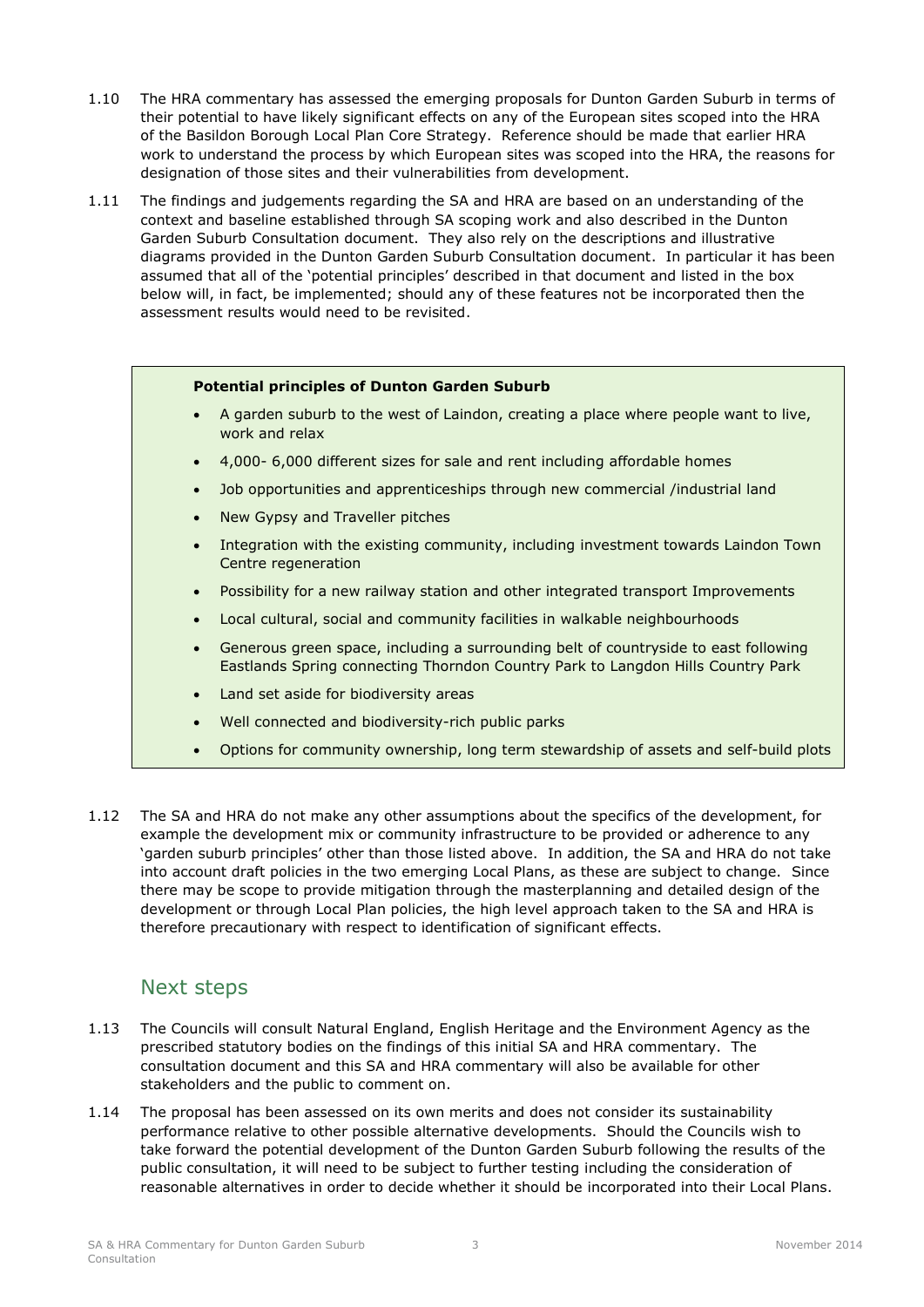1.10 The HRA commentary has assessed the emerging proposals for Dunton Garden Suburb in terms of their potential to have likely significant effects on any of the European sites scoped into the HRA of the Basildon Borough Local Plan Core Strategy. Reference should be made that earlier HRA work to understand the process by which European sites was scoped into the HRA, the reasons for designation of those sites and their vulnerabilities from development.

1.11 The findings and judgements regarding the SA and HRA are based on an understanding of the context and baseline established through SA scoping work and also described in the Dunton Garden Suburb Consultation document. They also rely on the descriptions and illustrative diagrams provided in the Dunton Garden Suburb Consultation document. In particular it has been assumed that all of the 'potential principles' described in that document and listed in the box below will, in fact, be implemented; should any of these features not be incorporated then the assessment results would need to be revisited.

> **Potential principles of Dunton Garden Suburb**
>
> - A garden suburb to the west of Laindon, creating a place where people want to live, work and relax
> - 4,000- 6,000 different sizes for sale and rent including affordable homes
> - Job opportunities and apprenticeships through new commercial /industrial land
> - New Gypsy and Traveller pitches
> - Integration with the existing community, including investment towards Laindon Town Centre regeneration
> - Possibility for a new railway station and other integrated transport Improvements
> - Local cultural, social and community facilities in walkable neighbourhoods
> - Generous green space, including a surrounding belt of countryside to east following Eastlands Spring connecting Thorndon Country Park to Langdon Hills Country Park
> - Land set aside for biodiversity areas
> - Well connected and biodiversity-rich public parks
> - Options for community ownership, long term stewardship of assets and self-build plots

1.12 The SA and HRA do not make any other assumptions about the specifics of the development, for example the development mix or community infrastructure to be provided or adherence to any 'garden suburb principles' other than those listed above. In addition, the SA and HRA do not take into account draft policies in the two emerging Local Plans, as these are subject to change. Since there may be scope to provide mitigation through the masterplanning and detailed design of the development or through Local Plan policies, the high level approach taken to the SA and HRA is therefore precautionary with respect to identification of significant effects.

## Next steps

1.13 The Councils will consult Natural England, English Heritage and the Environment Agency as the prescribed statutory bodies on the findings of this initial SA and HRA commentary. The consultation document and this SA and HRA commentary will also be available for other stakeholders and the public to comment on.

1.14 The proposal has been assessed on its own merits and does not consider its sustainability performance relative to other possible alternative developments. Should the Councils wish to take forward the potential development of the Dunton Garden Suburb following the results of the public consultation, it will need to be subject to further testing including the consideration of reasonable alternatives in order to decide whether it should be incorporated into their Local Plans.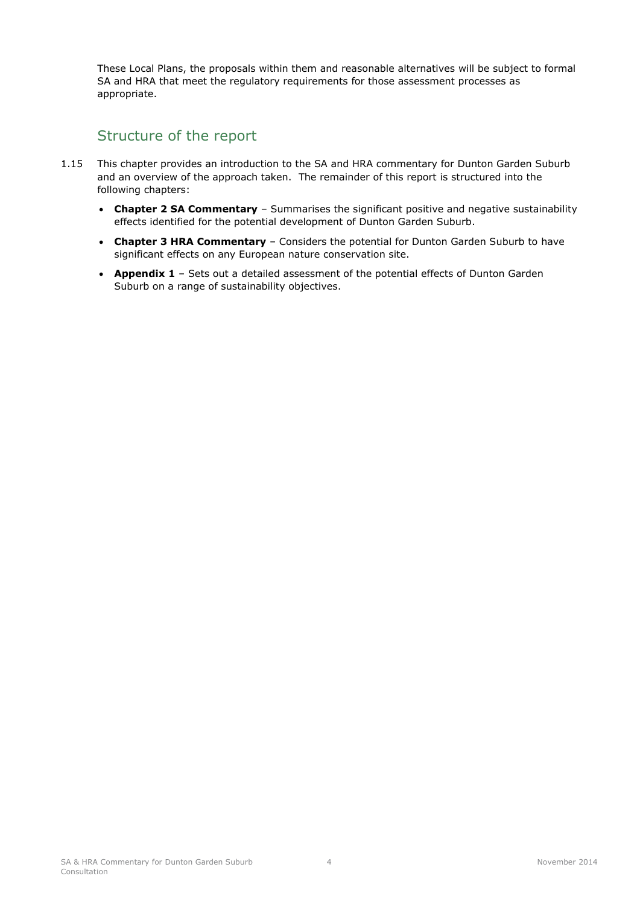These Local Plans, the proposals within them and reasonable alternatives will be subject to formal SA and HRA that meet the regulatory requirements for those assessment processes as appropriate.

## Structure of the report

1.15 This chapter provides an introduction to the SA and HRA commentary for Dunton Garden Suburb and an overview of the approach taken. The remainder of this report is structured into the following chapters:

- **Chapter 2 SA Commentary** – Summarises the significant positive and negative sustainability effects identified for the potential development of Dunton Garden Suburb.
- **Chapter 3 HRA Commentary** – Considers the potential for Dunton Garden Suburb to have significant effects on any European nature conservation site.
- **Appendix 1** – Sets out a detailed assessment of the potential effects of Dunton Garden Suburb on a range of sustainability objectives.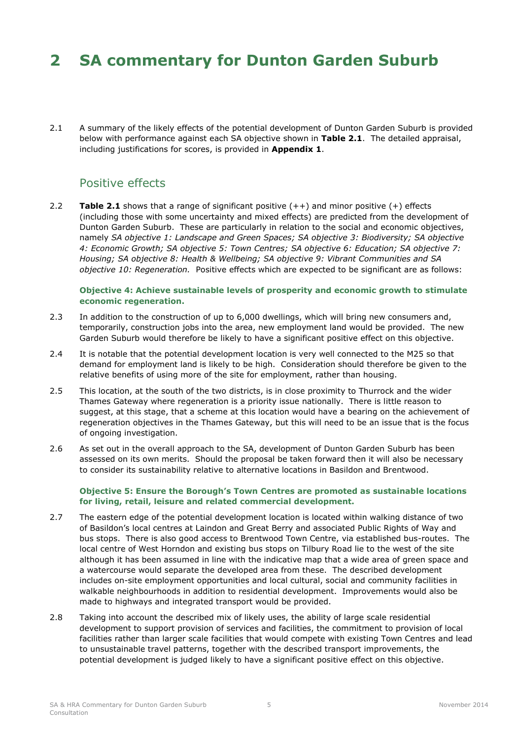# 2 SA commentary for Dunton Garden Suburb

2.1 A summary of the likely effects of the potential development of Dunton Garden Suburb is provided below with performance against each SA objective shown in **Table 2.1**. The detailed appraisal, including justifications for scores, is provided in **Appendix 1**.

## Positive effects

2.2 **Table 2.1** shows that a range of significant positive (++) and minor positive (+) effects (including those with some uncertainty and mixed effects) are predicted from the development of Dunton Garden Suburb. These are particularly in relation to the social and economic objectives, namely *SA objective 1: Landscape and Green Spaces; SA objective 3: Biodiversity; SA objective 4: Economic Growth; SA objective 5: Town Centres; SA objective 6: Education; SA objective 7: Housing; SA objective 8: Health & Wellbeing; SA objective 9: Vibrant Communities and SA objective 10: Regeneration.* Positive effects which are expected to be significant are as follows:

**Objective 4: Achieve sustainable levels of prosperity and economic growth to stimulate economic regeneration.**

2.3 In addition to the construction of up to 6,000 dwellings, which will bring new consumers and, temporarily, construction jobs into the area, new employment land would be provided. The new Garden Suburb would therefore be likely to have a significant positive effect on this objective.

2.4 It is notable that the potential development location is very well connected to the M25 so that demand for employment land is likely to be high. Consideration should therefore be given to the relative benefits of using more of the site for employment, rather than housing.

2.5 This location, at the south of the two districts, is in close proximity to Thurrock and the wider Thames Gateway where regeneration is a priority issue nationally. There is little reason to suggest, at this stage, that a scheme at this location would have a bearing on the achievement of regeneration objectives in the Thames Gateway, but this will need to be an issue that is the focus of ongoing investigation.

2.6 As set out in the overall approach to the SA, development of Dunton Garden Suburb has been assessed on its own merits. Should the proposal be taken forward then it will also be necessary to consider its sustainability relative to alternative locations in Basildon and Brentwood.

**Objective 5: Ensure the Borough's Town Centres are promoted as sustainable locations for living, retail, leisure and related commercial development.**

2.7 The eastern edge of the potential development location is located within walking distance of two of Basildon's local centres at Laindon and Great Berry and associated Public Rights of Way and bus stops. There is also good access to Brentwood Town Centre, via established bus-routes. The local centre of West Horndon and existing bus stops on Tilbury Road lie to the west of the site although it has been assumed in line with the indicative map that a wide area of green space and a watercourse would separate the developed area from these. The described development includes on-site employment opportunities and local cultural, social and community facilities in walkable neighbourhoods in addition to residential development. Improvements would also be made to highways and integrated transport would be provided.

2.8 Taking into account the described mix of likely uses, the ability of large scale residential development to support provision of services and facilities, the commitment to provision of local facilities rather than larger scale facilities that would compete with existing Town Centres and lead to unsustainable travel patterns, together with the described transport improvements, the potential development is judged likely to have a significant positive effect on this objective.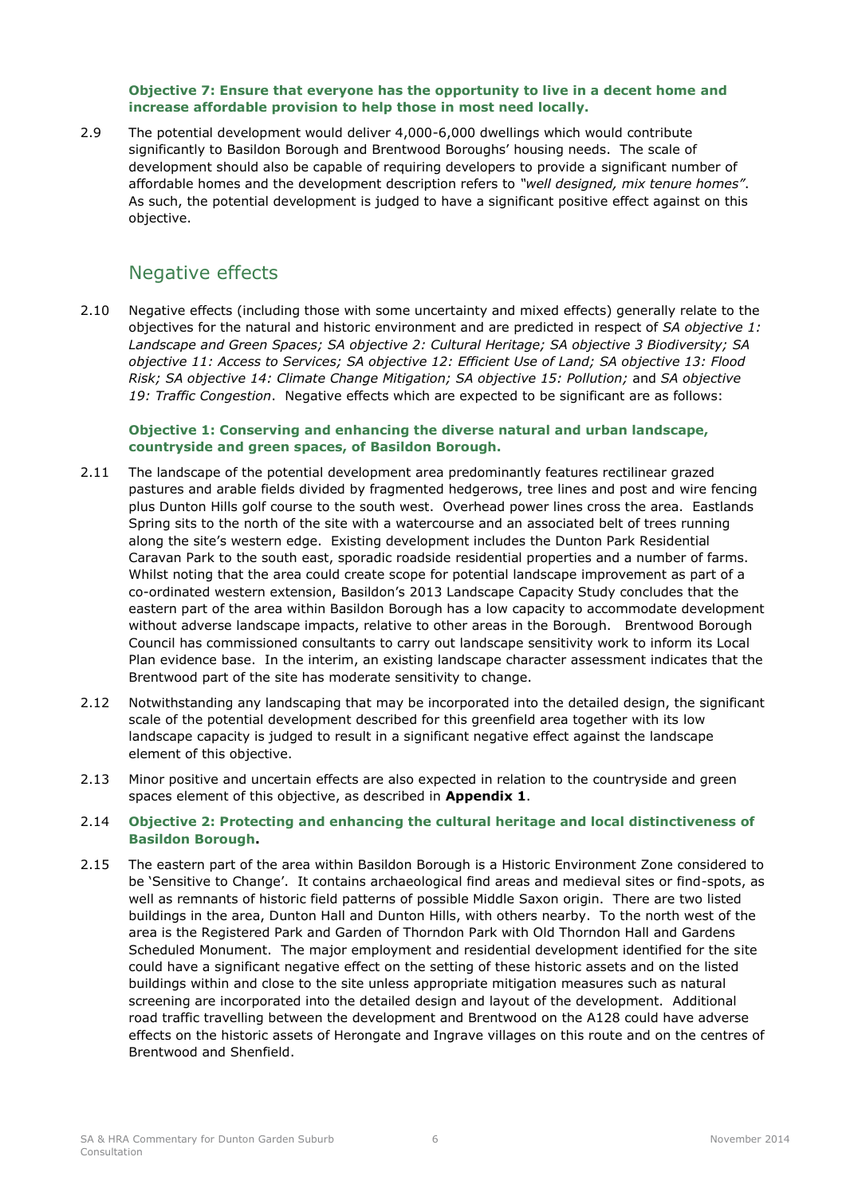**Objective 7: Ensure that everyone has the opportunity to live in a decent home and increase affordable provision to help those in most need locally.**

2.9 The potential development would deliver 4,000-6,000 dwellings which would contribute significantly to Basildon Borough and Brentwood Boroughs' housing needs. The scale of development should also be capable of requiring developers to provide a significant number of affordable homes and the development description refers to *"well designed, mix tenure homes"*. As such, the potential development is judged to have a significant positive effect against on this objective.

## Negative effects

2.10 Negative effects (including those with some uncertainty and mixed effects) generally relate to the objectives for the natural and historic environment and are predicted in respect of *SA objective 1: Landscape and Green Spaces; SA objective 2: Cultural Heritage; SA objective 3 Biodiversity; SA objective 11: Access to Services; SA objective 12: Efficient Use of Land; SA objective 13: Flood Risk; SA objective 14: Climate Change Mitigation; SA objective 15: Pollution;* and *SA objective 19: Traffic Congestion*. Negative effects which are expected to be significant are as follows:

**Objective 1: Conserving and enhancing the diverse natural and urban landscape, countryside and green spaces, of Basildon Borough.**

2.11 The landscape of the potential development area predominantly features rectilinear grazed pastures and arable fields divided by fragmented hedgerows, tree lines and post and wire fencing plus Dunton Hills golf course to the south west. Overhead power lines cross the area. Eastlands Spring sits to the north of the site with a watercourse and an associated belt of trees running along the site's western edge. Existing development includes the Dunton Park Residential Caravan Park to the south east, sporadic roadside residential properties and a number of farms. Whilst noting that the area could create scope for potential landscape improvement as part of a co-ordinated western extension, Basildon's 2013 Landscape Capacity Study concludes that the eastern part of the area within Basildon Borough has a low capacity to accommodate development without adverse landscape impacts, relative to other areas in the Borough. Brentwood Borough Council has commissioned consultants to carry out landscape sensitivity work to inform its Local Plan evidence base. In the interim, an existing landscape character assessment indicates that the Brentwood part of the site has moderate sensitivity to change.

2.12 Notwithstanding any landscaping that may be incorporated into the detailed design, the significant scale of the potential development described for this greenfield area together with its low landscape capacity is judged to result in a significant negative effect against the landscape element of this objective.

2.13 Minor positive and uncertain effects are also expected in relation to the countryside and green spaces element of this objective, as described in **Appendix 1**.

2.14 **Objective 2: Protecting and enhancing the cultural heritage and local distinctiveness of Basildon Borough.**

2.15 The eastern part of the area within Basildon Borough is a Historic Environment Zone considered to be 'Sensitive to Change'. It contains archaeological find areas and medieval sites or find-spots, as well as remnants of historic field patterns of possible Middle Saxon origin. There are two listed buildings in the area, Dunton Hall and Dunton Hills, with others nearby. To the north west of the area is the Registered Park and Garden of Thorndon Park with Old Thorndon Hall and Gardens Scheduled Monument. The major employment and residential development identified for the site could have a significant negative effect on the setting of these historic assets and on the listed buildings within and close to the site unless appropriate mitigation measures such as natural screening are incorporated into the detailed design and layout of the development. Additional road traffic travelling between the development and Brentwood on the A128 could have adverse effects on the historic assets of Herongate and Ingrave villages on this route and on the centres of Brentwood and Shenfield.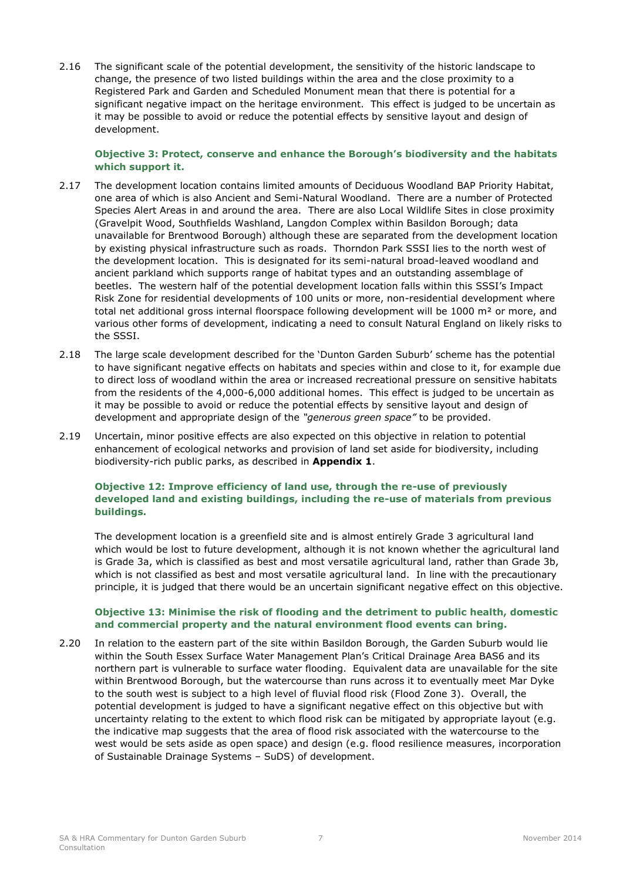2.16 The significant scale of the potential development, the sensitivity of the historic landscape to change, the presence of two listed buildings within the area and the close proximity to a Registered Park and Garden and Scheduled Monument mean that there is potential for a significant negative impact on the heritage environment. This effect is judged to be uncertain as it may be possible to avoid or reduce the potential effects by sensitive layout and design of development.

**Objective 3: Protect, conserve and enhance the Borough's biodiversity and the habitats which support it.**

2.17 The development location contains limited amounts of Deciduous Woodland BAP Priority Habitat, one area of which is also Ancient and Semi-Natural Woodland. There are a number of Protected Species Alert Areas in and around the area. There are also Local Wildlife Sites in close proximity (Gravelpit Wood, Southfields Washland, Langdon Complex within Basildon Borough; data unavailable for Brentwood Borough) although these are separated from the development location by existing physical infrastructure such as roads. Thorndon Park SSSI lies to the north west of the development location. This is designated for its semi-natural broad-leaved woodland and ancient parkland which supports range of habitat types and an outstanding assemblage of beetles. The western half of the potential development location falls within this SSSI's Impact Risk Zone for residential developments of 100 units or more, non-residential development where total net additional gross internal floorspace following development will be 1000 m² or more, and various other forms of development, indicating a need to consult Natural England on likely risks to the SSSI.

2.18 The large scale development described for the 'Dunton Garden Suburb' scheme has the potential to have significant negative effects on habitats and species within and close to it, for example due to direct loss of woodland within the area or increased recreational pressure on sensitive habitats from the residents of the 4,000-6,000 additional homes. This effect is judged to be uncertain as it may be possible to avoid or reduce the potential effects by sensitive layout and design of development and appropriate design of the *"generous green space"* to be provided.

2.19 Uncertain, minor positive effects are also expected on this objective in relation to potential enhancement of ecological networks and provision of land set aside for biodiversity, including biodiversity-rich public parks, as described in **Appendix 1**.

**Objective 12: Improve efficiency of land use, through the re-use of previously developed land and existing buildings, including the re-use of materials from previous buildings.**

The development location is a greenfield site and is almost entirely Grade 3 agricultural land which would be lost to future development, although it is not known whether the agricultural land is Grade 3a, which is classified as best and most versatile agricultural land, rather than Grade 3b, which is not classified as best and most versatile agricultural land. In line with the precautionary principle, it is judged that there would be an uncertain significant negative effect on this objective.

**Objective 13: Minimise the risk of flooding and the detriment to public health, domestic and commercial property and the natural environment flood events can bring.**

2.20 In relation to the eastern part of the site within Basildon Borough, the Garden Suburb would lie within the South Essex Surface Water Management Plan's Critical Drainage Area BAS6 and its northern part is vulnerable to surface water flooding. Equivalent data are unavailable for the site within Brentwood Borough, but the watercourse than runs across it to eventually meet Mar Dyke to the south west is subject to a high level of fluvial flood risk (Flood Zone 3). Overall, the potential development is judged to have a significant negative effect on this objective but with uncertainty relating to the extent to which flood risk can be mitigated by appropriate layout (e.g. the indicative map suggests that the area of flood risk associated with the watercourse to the west would be sets aside as open space) and design (e.g. flood resilience measures, incorporation of Sustainable Drainage Systems – SuDS) of development.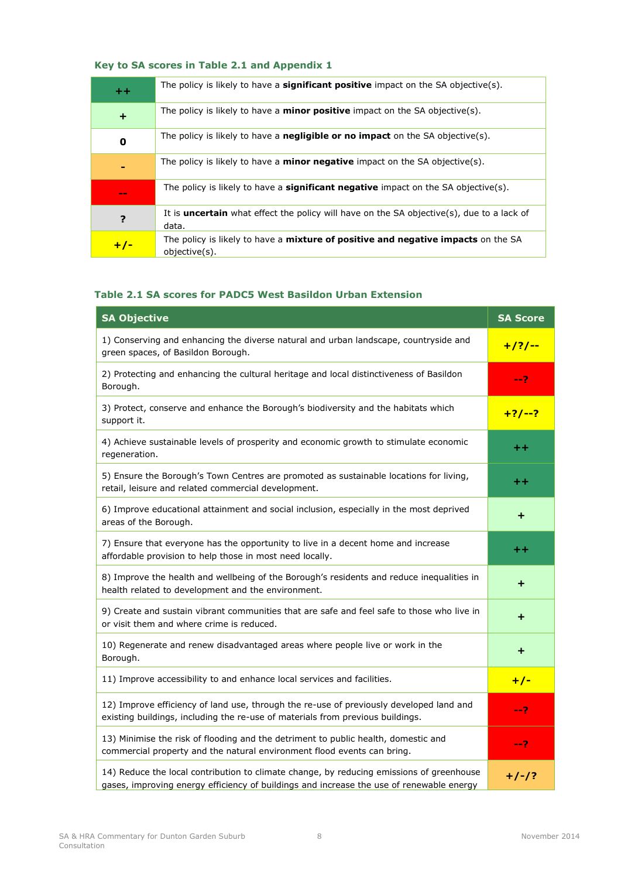### Key to SA scores in Table 2.1 and Appendix 1

| | |
|---|---|
| ++ | The policy is likely to have a **significant positive** impact on the SA objective(s). |
| + | The policy is likely to have a **minor positive** impact on the SA objective(s). |
| 0 | The policy is likely to have a **negligible or no impact** on the SA objective(s). |
| - | The policy is likely to have a **minor negative** impact on the SA objective(s). |
| -- | The policy is likely to have a **significant negative** impact on the SA objective(s). |
| ? | It is **uncertain** what effect the policy will have on the SA objective(s), due to a lack of data. |
| +/- | The policy is likely to have a **mixture of positive and negative impacts** on the SA objective(s). |

### Table 2.1 SA scores for PADC5 West Basildon Urban Extension

| SA Objective | SA Score |
|---|---|
| 1) Conserving and enhancing the diverse natural and urban landscape, countryside and green spaces, of Basildon Borough. | +/?/-- |
| 2) Protecting and enhancing the cultural heritage and local distinctiveness of Basildon Borough. | --? |
| 3) Protect, conserve and enhance the Borough's biodiversity and the habitats which support it. | +?/--? |
| 4) Achieve sustainable levels of prosperity and economic growth to stimulate economic regeneration. | ++ |
| 5) Ensure the Borough's Town Centres are promoted as sustainable locations for living, retail, leisure and related commercial development. | ++ |
| 6) Improve educational attainment and social inclusion, especially in the most deprived areas of the Borough. | + |
| 7) Ensure that everyone has the opportunity to live in a decent home and increase affordable provision to help those in most need locally. | ++ |
| 8) Improve the health and wellbeing of the Borough's residents and reduce inequalities in health related to development and the environment. | + |
| 9) Create and sustain vibrant communities that are safe and feel safe to those who live in or visit them and where crime is reduced. | + |
| 10) Regenerate and renew disadvantaged areas where people live or work in the Borough. | + |
| 11) Improve accessibility to and enhance local services and facilities. | +/- |
| 12) Improve efficiency of land use, through the re-use of previously developed land and existing buildings, including the re-use of materials from previous buildings. | --? |
| 13) Minimise the risk of flooding and the detriment to public health, domestic and commercial property and the natural environment flood events can bring. | --? |
| 14) Reduce the local contribution to climate change, by reducing emissions of greenhouse gases, improving energy efficiency of buildings and increase the use of renewable energy | +/-/? |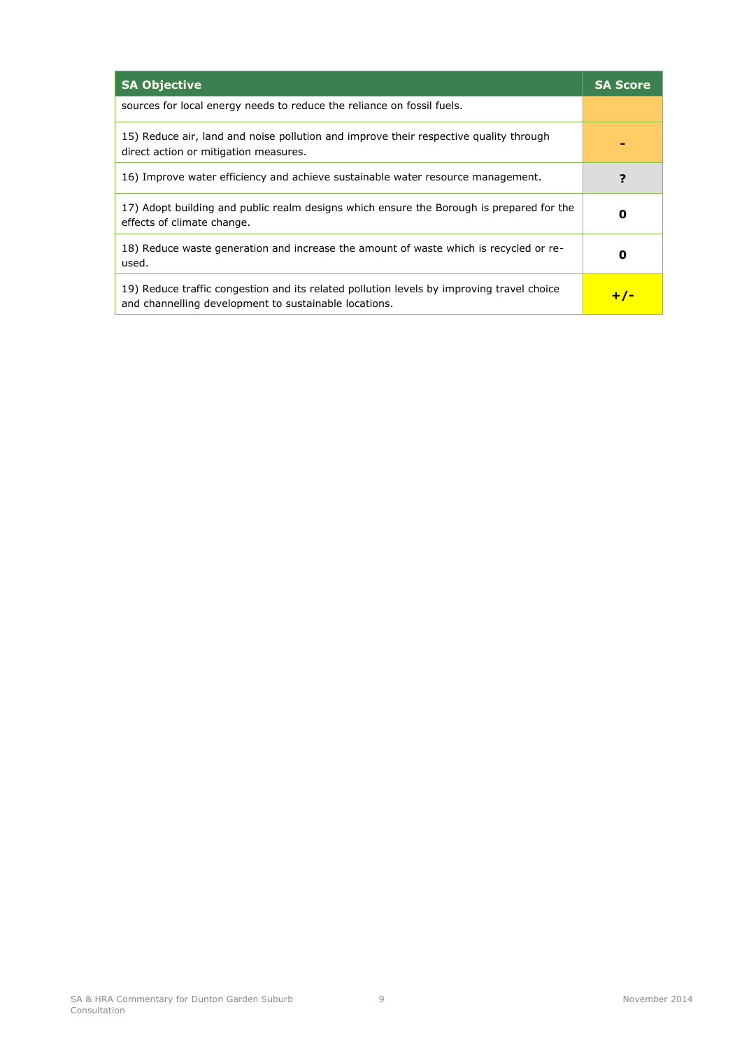| SA Objective | SA Score |
| --- | --- |
| sources for local energy needs to reduce the reliance on fossil fuels. | |
| 15) Reduce air, land and noise pollution and improve their respective quality through direct action or mitigation measures. | **-** |
| 16) Improve water efficiency and achieve sustainable water resource management. | **?** |
| 17) Adopt building and public realm designs which ensure the Borough is prepared for the effects of climate change. | **0** |
| 18) Reduce waste generation and increase the amount of waste which is recycled or re-used. | **0** |
| 19) Reduce traffic congestion and its related pollution levels by improving travel choice and channelling development to sustainable locations. | **+/-** |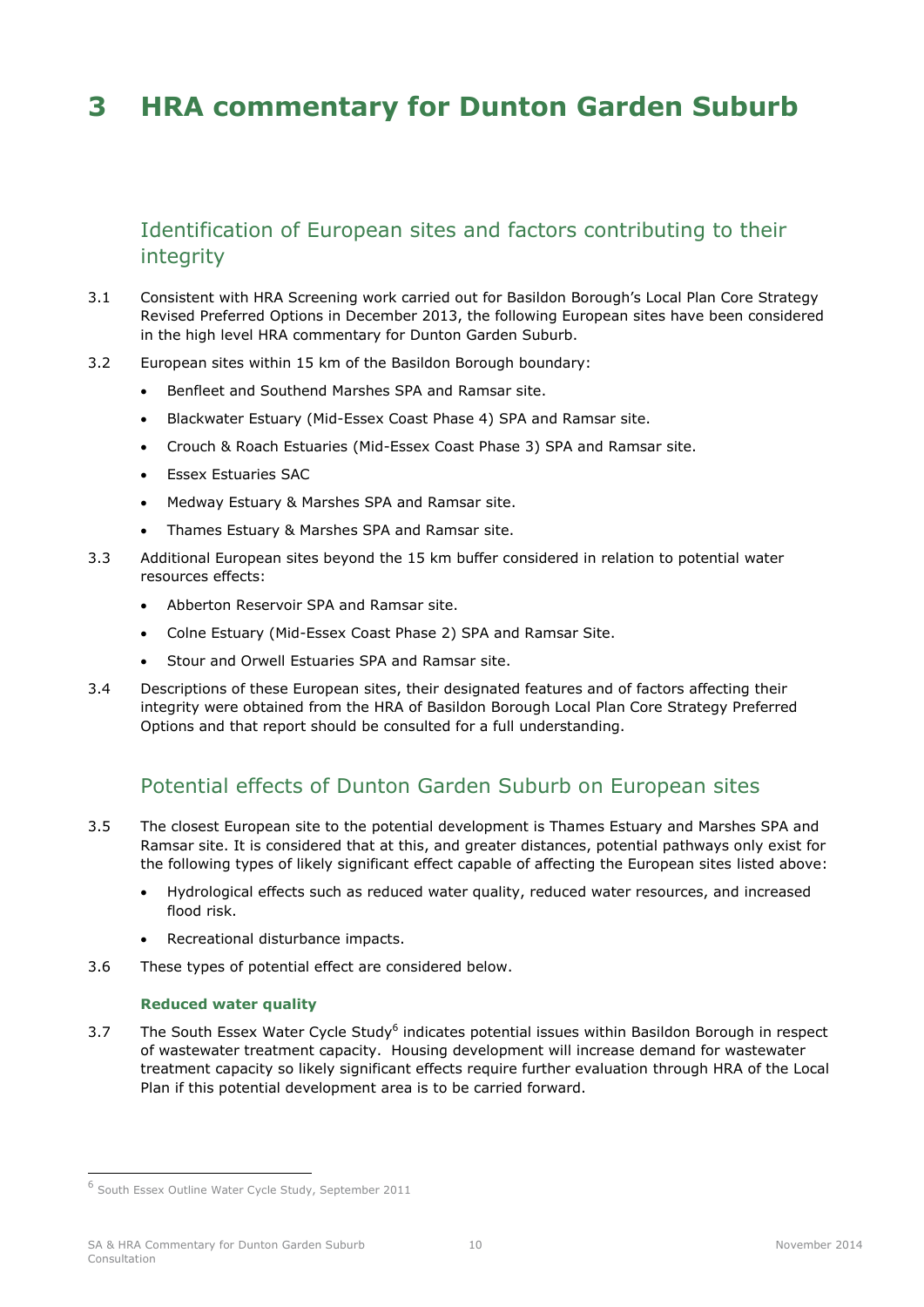# 3 HRA commentary for Dunton Garden Suburb

## Identification of European sites and factors contributing to their integrity

3.1 Consistent with HRA Screening work carried out for Basildon Borough's Local Plan Core Strategy Revised Preferred Options in December 2013, the following European sites have been considered in the high level HRA commentary for Dunton Garden Suburb.

3.2 European sites within 15 km of the Basildon Borough boundary:

- Benfleet and Southend Marshes SPA and Ramsar site.
- Blackwater Estuary (Mid-Essex Coast Phase 4) SPA and Ramsar site.
- Crouch & Roach Estuaries (Mid-Essex Coast Phase 3) SPA and Ramsar site.
- Essex Estuaries SAC
- Medway Estuary & Marshes SPA and Ramsar site.
- Thames Estuary & Marshes SPA and Ramsar site.

3.3 Additional European sites beyond the 15 km buffer considered in relation to potential water resources effects:

- Abberton Reservoir SPA and Ramsar site.
- Colne Estuary (Mid-Essex Coast Phase 2) SPA and Ramsar Site.
- Stour and Orwell Estuaries SPA and Ramsar site.

3.4 Descriptions of these European sites, their designated features and of factors affecting their integrity were obtained from the HRA of Basildon Borough Local Plan Core Strategy Preferred Options and that report should be consulted for a full understanding.

## Potential effects of Dunton Garden Suburb on European sites

3.5 The closest European site to the potential development is Thames Estuary and Marshes SPA and Ramsar site. It is considered that at this, and greater distances, potential pathways only exist for the following types of likely significant effect capable of affecting the European sites listed above:

- Hydrological effects such as reduced water quality, reduced water resources, and increased flood risk.
- Recreational disturbance impacts.

3.6 These types of potential effect are considered below.

### Reduced water quality

3.7 The South Essex Water Cycle Study[6] indicates potential issues within Basildon Borough in respect of wastewater treatment capacity. Housing development will increase demand for wastewater treatment capacity so likely significant effects require further evaluation through HRA of the Local Plan if this potential development area is to be carried forward.

[6] South Essex Outline Water Cycle Study, September 2011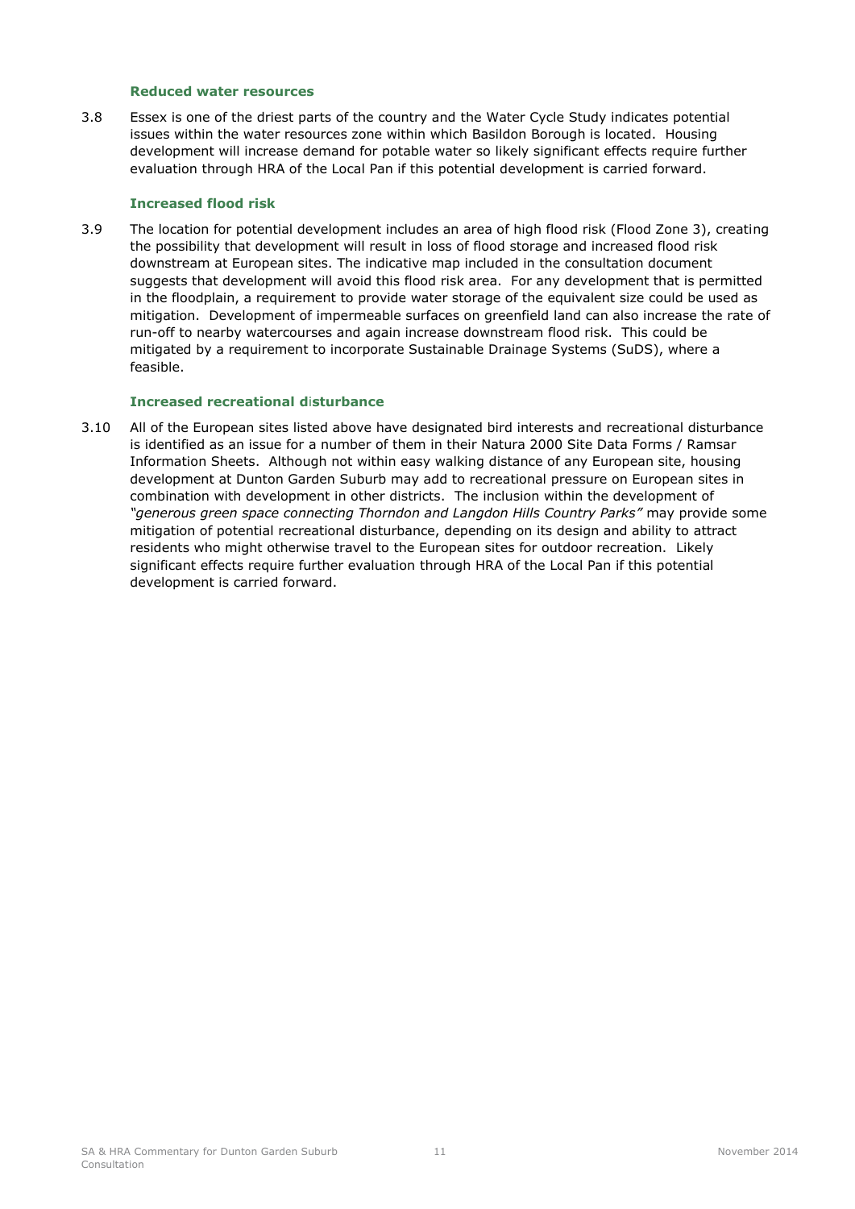### Reduced water resources

3.8 Essex is one of the driest parts of the country and the Water Cycle Study indicates potential issues within the water resources zone within which Basildon Borough is located. Housing development will increase demand for potable water so likely significant effects require further evaluation through HRA of the Local Pan if this potential development is carried forward.

### Increased flood risk

3.9 The location for potential development includes an area of high flood risk (Flood Zone 3), creating the possibility that development will result in loss of flood storage and increased flood risk downstream at European sites. The indicative map included in the consultation document suggests that development will avoid this flood risk area. For any development that is permitted in the floodplain, a requirement to provide water storage of the equivalent size could be used as mitigation. Development of impermeable surfaces on greenfield land can also increase the rate of run-off to nearby watercourses and again increase downstream flood risk. This could be mitigated by a requirement to incorporate Sustainable Drainage Systems (SuDS), where a feasible.

### Increased recreational disturbance

3.10 All of the European sites listed above have designated bird interests and recreational disturbance is identified as an issue for a number of them in their Natura 2000 Site Data Forms / Ramsar Information Sheets. Although not within easy walking distance of any European site, housing development at Dunton Garden Suburb may add to recreational pressure on European sites in combination with development in other districts. The inclusion within the development of *"generous green space connecting Thorndon and Langdon Hills Country Parks"* may provide some mitigation of potential recreational disturbance, depending on its design and ability to attract residents who might otherwise travel to the European sites for outdoor recreation. Likely significant effects require further evaluation through HRA of the Local Pan if this potential development is carried forward.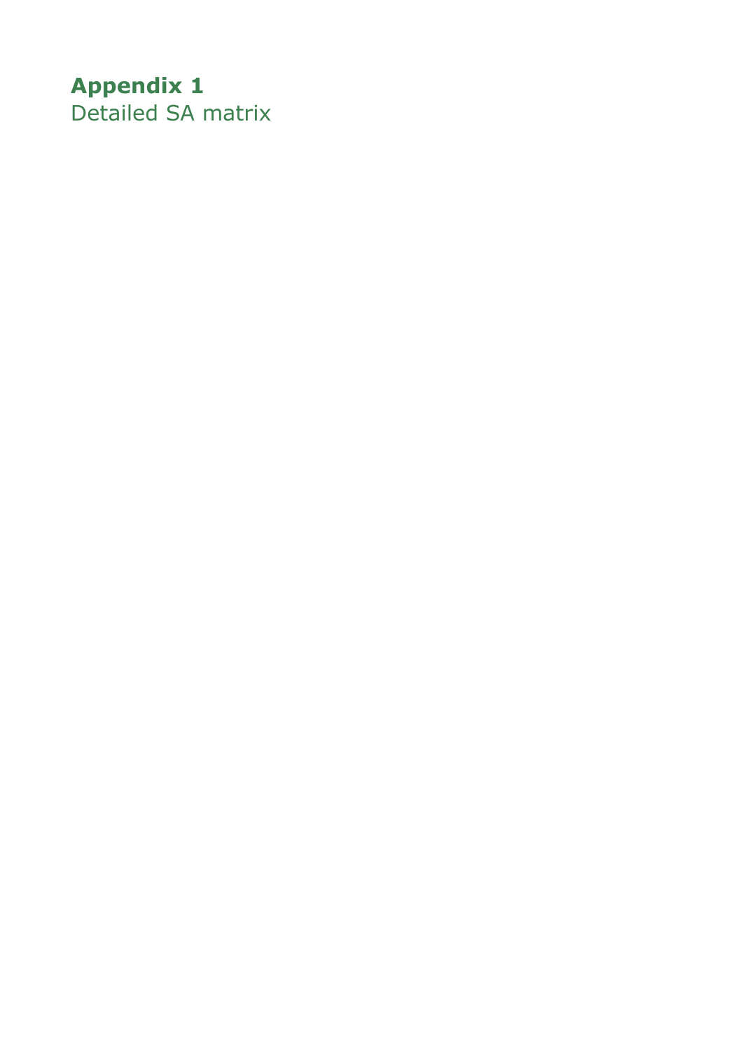# Appendix 1

Detailed SA matrix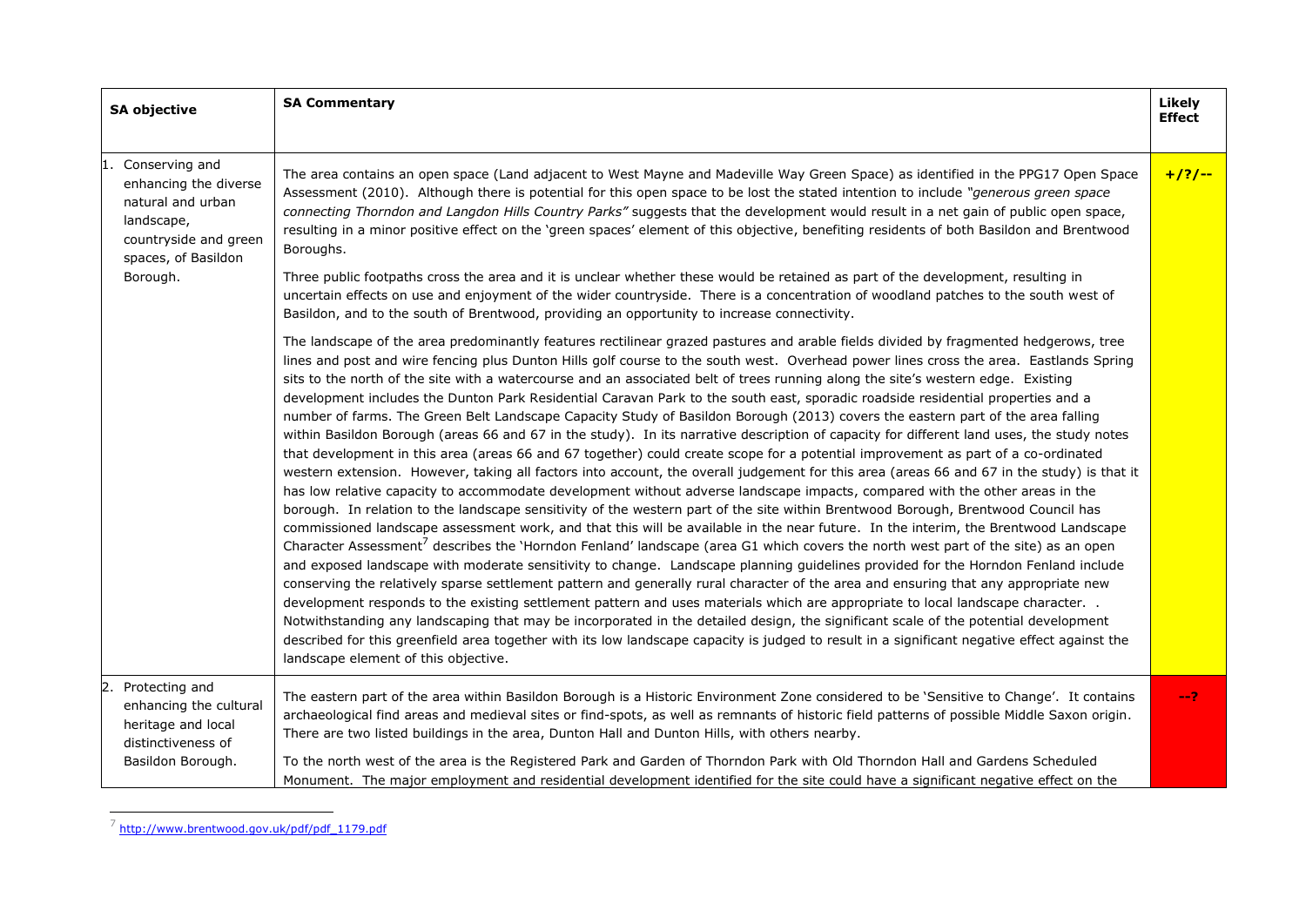| SA objective | SA Commentary | Likely Effect |
| --- | --- | --- |
| 1. Conserving and enhancing the diverse natural and urban landscape, countryside and green spaces, of Basildon Borough. | The area contains an open space (Land adjacent to West Mayne and Madeville Way Green Space) as identified in the PPG17 Open Space Assessment (2010). Although there is potential for this open space to be lost the stated intention to include *"generous green space connecting Thorndon and Langdon Hills Country Parks"* suggests that the development would result in a net gain of public open space, resulting in a minor positive effect on the 'green spaces' element of this objective, benefiting residents of both Basildon and Brentwood Boroughs.<br><br>Three public footpaths cross the area and it is unclear whether these would be retained as part of the development, resulting in uncertain effects on use and enjoyment of the wider countryside. There is a concentration of woodland patches to the south west of Basildon, and to the south of Brentwood, providing an opportunity to increase connectivity.<br><br>The landscape of the area predominantly features rectilinear grazed pastures and arable fields divided by fragmented hedgerows, tree lines and post and wire fencing plus Dunton Hills golf course to the south west. Overhead power lines cross the area. Eastlands Spring sits to the north of the site with a watercourse and an associated belt of trees running along the site's western edge. Existing development includes the Dunton Park Residential Caravan Park to the south east, sporadic roadside residential properties and a number of farms. The Green Belt Landscape Capacity Study of Basildon Borough (2013) covers the eastern part of the area falling within Basildon Borough (areas 66 and 67 in the study). In its narrative description of capacity for different land uses, the study notes that development in this area (areas 66 and 67 together) could create scope for a potential improvement as part of a co-ordinated western extension. However, taking all factors into account, the overall judgement for this area (areas 66 and 67 in the study) is that it has low relative capacity to accommodate development without adverse landscape impacts, compared with the other areas in the borough. In relation to the landscape sensitivity of the western part of the site within Brentwood Borough, Brentwood Council has commissioned landscape assessment work, and that this will be available in the near future. In the interim, the Brentwood Landscape Character Assessment[7] describes the 'Horndon Fenland' landscape (area G1 which covers the north west part of the site) as an open and exposed landscape with moderate sensitivity to change. Landscape planning guidelines provided for the Horndon Fenland include conserving the relatively sparse settlement pattern and generally rural character of the area and ensuring that any appropriate new development responds to the existing settlement pattern and uses materials which are appropriate to local landscape character. . Notwithstanding any landscaping that may be incorporated in the detailed design, the significant scale of the potential development described for this greenfield area together with its low landscape capacity is judged to result in a significant negative effect against the landscape element of this objective. | +/?/-- |
| 2. Protecting and enhancing the cultural heritage and local distinctiveness of Basildon Borough. | The eastern part of the area within Basildon Borough is a Historic Environment Zone considered to be 'Sensitive to Change'. It contains archaeological find areas and medieval sites or find-spots, as well as remnants of historic field patterns of possible Middle Saxon origin. There are two listed buildings in the area, Dunton Hall and Dunton Hills, with others nearby.<br><br>To the north west of the area is the Registered Park and Garden of Thorndon Park with Old Thorndon Hall and Gardens Scheduled Monument. The major employment and residential development identified for the site could have a significant negative effect on the | --? |

[7] http://www.brentwood.gov.uk/pdf/pdf_1179.pdf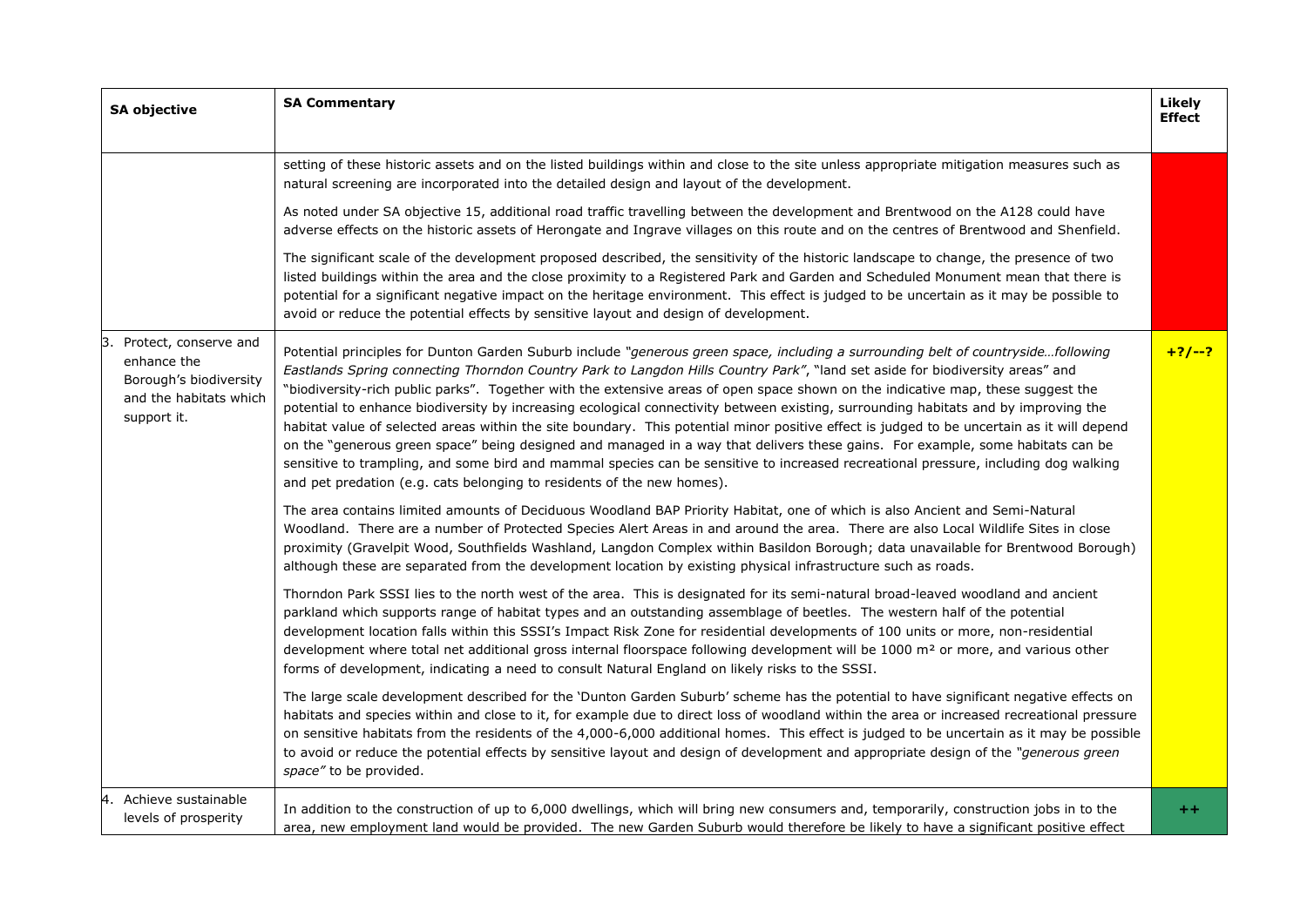| SA objective | SA Commentary | Likely Effect |
|---|---|---|
| | setting of these historic assets and on the listed buildings within and close to the site unless appropriate mitigation measures such as natural screening are incorporated into the detailed design and layout of the development.<br><br>As noted under SA objective 15, additional road traffic travelling between the development and Brentwood on the A128 could have adverse effects on the historic assets of Herongate and Ingrave villages on this route and on the centres of Brentwood and Shenfield.<br><br>The significant scale of the development proposed described, the sensitivity of the historic landscape to change, the presence of two listed buildings within the area and the close proximity to a Registered Park and Garden and Scheduled Monument mean that there is potential for a significant negative impact on the heritage environment. This effect is judged to be uncertain as it may be possible to avoid or reduce the potential effects by sensitive layout and design of development. | |
| 3. Protect, conserve and enhance the Borough's biodiversity and the habitats which support it. | Potential principles for Dunton Garden Suburb include *"generous green space, including a surrounding belt of countryside…following Eastlands Spring connecting Thorndon Country Park to Langdon Hills Country Park"*, "land set aside for biodiversity areas" and "biodiversity-rich public parks". Together with the extensive areas of open space shown on the indicative map, these suggest the potential to enhance biodiversity by increasing ecological connectivity between existing, surrounding habitats and by improving the habitat value of selected areas within the site boundary. This potential minor positive effect is judged to be uncertain as it will depend on the "generous green space" being designed and managed in a way that delivers these gains. For example, some habitats can be sensitive to trampling, and some bird and mammal species can be sensitive to increased recreational pressure, including dog walking and pet predation (e.g. cats belonging to residents of the new homes).<br><br>The area contains limited amounts of Deciduous Woodland BAP Priority Habitat, one of which is also Ancient and Semi-Natural Woodland. There are a number of Protected Species Alert Areas in and around the area. There are also Local Wildlife Sites in close proximity (Gravelpit Wood, Southfields Washland, Langdon Complex within Basildon Borough; data unavailable for Brentwood Borough) although these are separated from the development location by existing physical infrastructure such as roads.<br><br>Thorndon Park SSSI lies to the north west of the area. This is designated for its semi-natural broad-leaved woodland and ancient parkland which supports range of habitat types and an outstanding assemblage of beetles. The western half of the potential development location falls within this SSSI's Impact Risk Zone for residential developments of 100 units or more, non-residential development where total net additional gross internal floorspace following development will be 1000 m² or more, and various other forms of development, indicating a need to consult Natural England on likely risks to the SSSI.<br><br>The large scale development described for the 'Dunton Garden Suburb' scheme has the potential to have significant negative effects on habitats and species within and close to it, for example due to direct loss of woodland within the area or increased recreational pressure on sensitive habitats from the residents of the 4,000-6,000 additional homes. This effect is judged to be uncertain as it may be possible to avoid or reduce the potential effects by sensitive layout and design of development and appropriate design of the *"generous green space"* to be provided. | **+?/--?** |
| 4. Achieve sustainable levels of prosperity | In addition to the construction of up to 6,000 dwellings, which will bring new consumers and, temporarily, construction jobs in to the area, new employment land would be provided. The new Garden Suburb would therefore be likely to have a significant positive effect | **++** |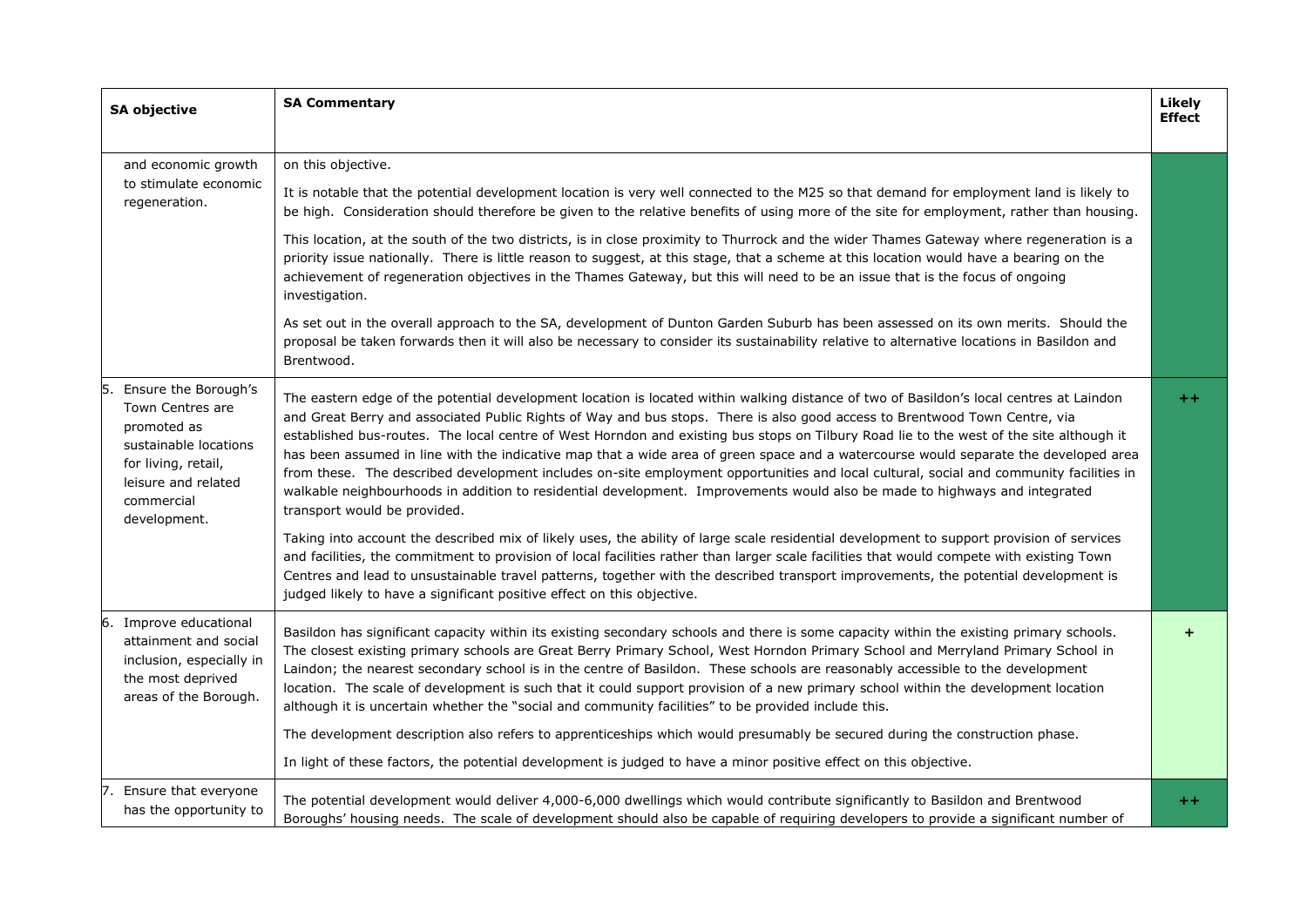| SA objective | SA Commentary | Likely Effect |
|---|---|---|
| and economic growth to stimulate economic regeneration. | on this objective.<br><br>It is notable that the potential development location is very well connected to the M25 so that demand for employment land is likely to be high. Consideration should therefore be given to the relative benefits of using more of the site for employment, rather than housing.<br><br>This location, at the south of the two districts, is in close proximity to Thurrock and the wider Thames Gateway where regeneration is a priority issue nationally. There is little reason to suggest, at this stage, that a scheme at this location would have a bearing on the achievement of regeneration objectives in the Thames Gateway, but this will need to be an issue that is the focus of ongoing investigation.<br><br>As set out in the overall approach to the SA, development of Dunton Garden Suburb has been assessed on its own merits. Should the proposal be taken forwards then it will also be necessary to consider its sustainability relative to alternative locations in Basildon and Brentwood. | |
| 5. Ensure the Borough's Town Centres are promoted as sustainable locations for living, retail, leisure and related commercial development. | The eastern edge of the potential development location is located within walking distance of two of Basildon's local centres at Laindon and Great Berry and associated Public Rights of Way and bus stops. There is also good access to Brentwood Town Centre, via established bus-routes. The local centre of West Horndon and existing bus stops on Tilbury Road lie to the west of the site although it has been assumed in line with the indicative map that a wide area of green space and a watercourse would separate the developed area from these. The described development includes on-site employment opportunities and local cultural, social and community facilities in walkable neighbourhoods in addition to residential development. Improvements would also be made to highways and integrated transport would be provided.<br><br>Taking into account the described mix of likely uses, the ability of large scale residential development to support provision of services and facilities, the commitment to provision of local facilities rather than larger scale facilities that would compete with existing Town Centres and lead to unsustainable travel patterns, together with the described transport improvements, the potential development is judged likely to have a significant positive effect on this objective. | ++ |
| 6. Improve educational attainment and social inclusion, especially in the most deprived areas of the Borough. | Basildon has significant capacity within its existing secondary schools and there is some capacity within the existing primary schools. The closest existing primary schools are Great Berry Primary School, West Horndon Primary School and Merryland Primary School in Laindon; the nearest secondary school is in the centre of Basildon. These schools are reasonably accessible to the development location. The scale of development is such that it could support provision of a new primary school within the development location although it is uncertain whether the "social and community facilities" to be provided include this.<br><br>The development description also refers to apprenticeships which would presumably be secured during the construction phase.<br><br>In light of these factors, the potential development is judged to have a minor positive effect on this objective. | + |
| 7. Ensure that everyone has the opportunity to | The potential development would deliver 4,000-6,000 dwellings which would contribute significantly to Basildon and Brentwood Boroughs' housing needs. The scale of development should also be capable of requiring developers to provide a significant number of | ++ |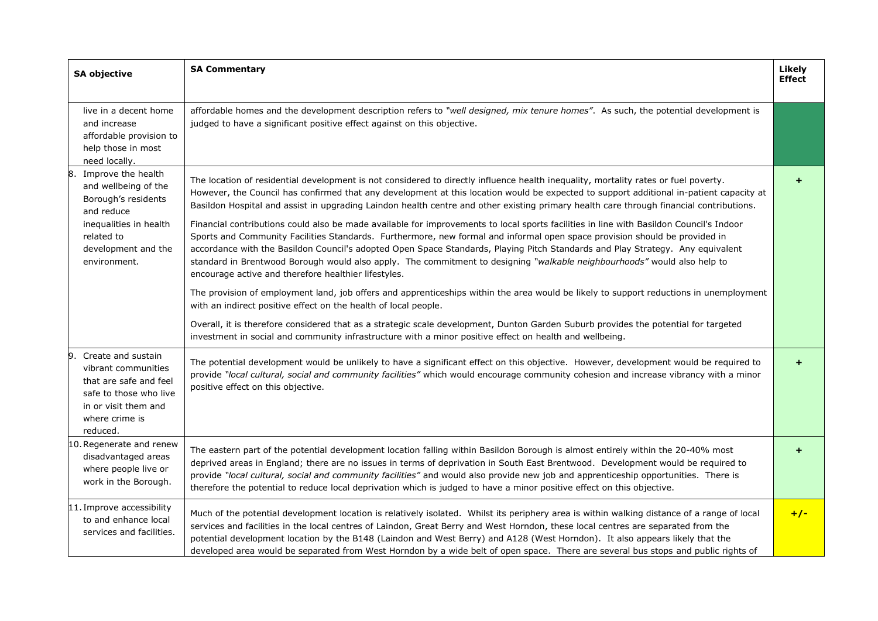| SA objective | SA Commentary | Likely Effect |
|---|---|---|
| live in a decent home and increase affordable provision to help those in most need locally. | affordable homes and the development description refers to *"well designed, mix tenure homes"*. As such, the potential development is judged to have a significant positive effect against on this objective. | |
| 8. Improve the health and wellbeing of the Borough's residents and reduce inequalities in health related to development and the environment. | The location of residential development is not considered to directly influence health inequality, mortality rates or fuel poverty. However, the Council has confirmed that any development at this location would be expected to support additional in-patient capacity at Basildon Hospital and assist in upgrading Laindon health centre and other existing primary health care through financial contributions.<br><br>Financial contributions could also be made available for improvements to local sports facilities in line with Basildon Council's Indoor Sports and Community Facilities Standards. Furthermore, new formal and informal open space provision should be provided in accordance with the Basildon Council's adopted Open Space Standards, Playing Pitch Standards and Play Strategy. Any equivalent standard in Brentwood Borough would also apply. The commitment to designing *"walkable neighbourhoods"* would also help to encourage active and therefore healthier lifestyles.<br><br>The provision of employment land, job offers and apprenticeships within the area would be likely to support reductions in unemployment with an indirect positive effect on the health of local people.<br><br>Overall, it is therefore considered that as a strategic scale development, Dunton Garden Suburb provides the potential for targeted investment in social and community infrastructure with a minor positive effect on health and wellbeing. | + |
| 9. Create and sustain vibrant communities that are safe and feel safe to those who live in or visit them and where crime is reduced. | The potential development would be unlikely to have a significant effect on this objective. However, development would be required to provide *"local cultural, social and community facilities"* which would encourage community cohesion and increase vibrancy with a minor positive effect on this objective. | + |
| 10. Regenerate and renew disadvantaged areas where people live or work in the Borough. | The eastern part of the potential development location falling within Basildon Borough is almost entirely within the 20-40% most deprived areas in England; there are no issues in terms of deprivation in South East Brentwood. Development would be required to provide *"local cultural, social and community facilities"* and would also provide new job and apprenticeship opportunities. There is therefore the potential to reduce local deprivation which is judged to have a minor positive effect on this objective. | + |
| 11. Improve accessibility to and enhance local services and facilities. | Much of the potential development location is relatively isolated. Whilst its periphery area is within walking distance of a range of local services and facilities in the local centres of Laindon, Great Berry and West Horndon, these local centres are separated from the potential development location by the B148 (Laindon and West Berry) and A128 (West Horndon). It also appears likely that the developed area would be separated from West Horndon by a wide belt of open space. There are several bus stops and public rights of | +/- |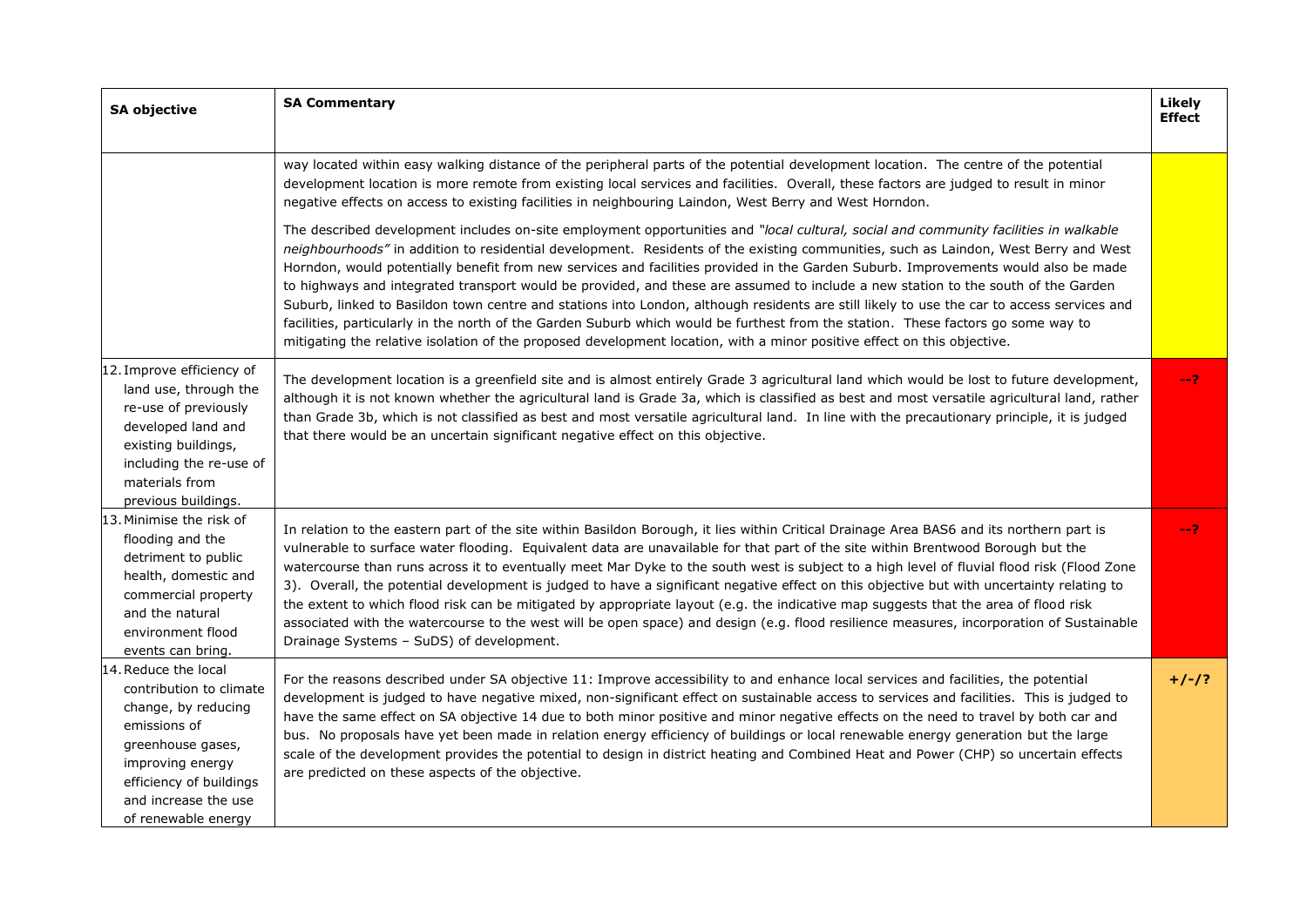| SA objective | SA Commentary | Likely Effect |
| --- | --- | --- |
| | way located within easy walking distance of the peripheral parts of the potential development location. The centre of the potential development location is more remote from existing local services and facilities. Overall, these factors are judged to result in minor negative effects on access to existing facilities in neighbouring Laindon, West Berry and West Horndon.<br><br>The described development includes on-site employment opportunities and *"local cultural, social and community facilities in walkable neighbourhoods"* in addition to residential development. Residents of the existing communities, such as Laindon, West Berry and West Horndon, would potentially benefit from new services and facilities provided in the Garden Suburb. Improvements would also be made to highways and integrated transport would be provided, and these are assumed to include a new station to the south of the Garden Suburb, linked to Basildon town centre and stations into London, although residents are still likely to use the car to access services and facilities, particularly in the north of the Garden Suburb which would be furthest from the station. These factors go some way to mitigating the relative isolation of the proposed development location, with a minor positive effect on this objective. | |
| 12. Improve efficiency of land use, through the re-use of previously developed land and existing buildings, including the re-use of materials from previous buildings. | The development location is a greenfield site and is almost entirely Grade 3 agricultural land which would be lost to future development, although it is not known whether the agricultural land is Grade 3a, which is classified as best and most versatile agricultural land, rather than Grade 3b, which is not classified as best and most versatile agricultural land. In line with the precautionary principle, it is judged that there would be an uncertain significant negative effect on this objective. | **--?** |
| 13. Minimise the risk of flooding and the detriment to public health, domestic and commercial property and the natural environment flood events can bring. | In relation to the eastern part of the site within Basildon Borough, it lies within Critical Drainage Area BAS6 and its northern part is vulnerable to surface water flooding. Equivalent data are unavailable for that part of the site within Brentwood Borough but the watercourse than runs across it to eventually meet Mar Dyke to the south west is subject to a high level of fluvial flood risk (Flood Zone 3). Overall, the potential development is judged to have a significant negative effect on this objective but with uncertainty relating to the extent to which flood risk can be mitigated by appropriate layout (e.g. the indicative map suggests that the area of flood risk associated with the watercourse to the west will be open space) and design (e.g. flood resilience measures, incorporation of Sustainable Drainage Systems – SuDS) of development. | **--?** |
| 14. Reduce the local contribution to climate change, by reducing emissions of greenhouse gases, improving energy efficiency of buildings and increase the use of renewable energy | For the reasons described under SA objective 11: Improve accessibility to and enhance local services and facilities, the potential development is judged to have negative mixed, non-significant effect on sustainable access to services and facilities. This is judged to have the same effect on SA objective 14 due to both minor positive and minor negative effects on the need to travel by both car and bus. No proposals have yet been made in relation energy efficiency of buildings or local renewable energy generation but the large scale of the development provides the potential to design in district heating and Combined Heat and Power (CHP) so uncertain effects are predicted on these aspects of the objective. | **+/-/?** |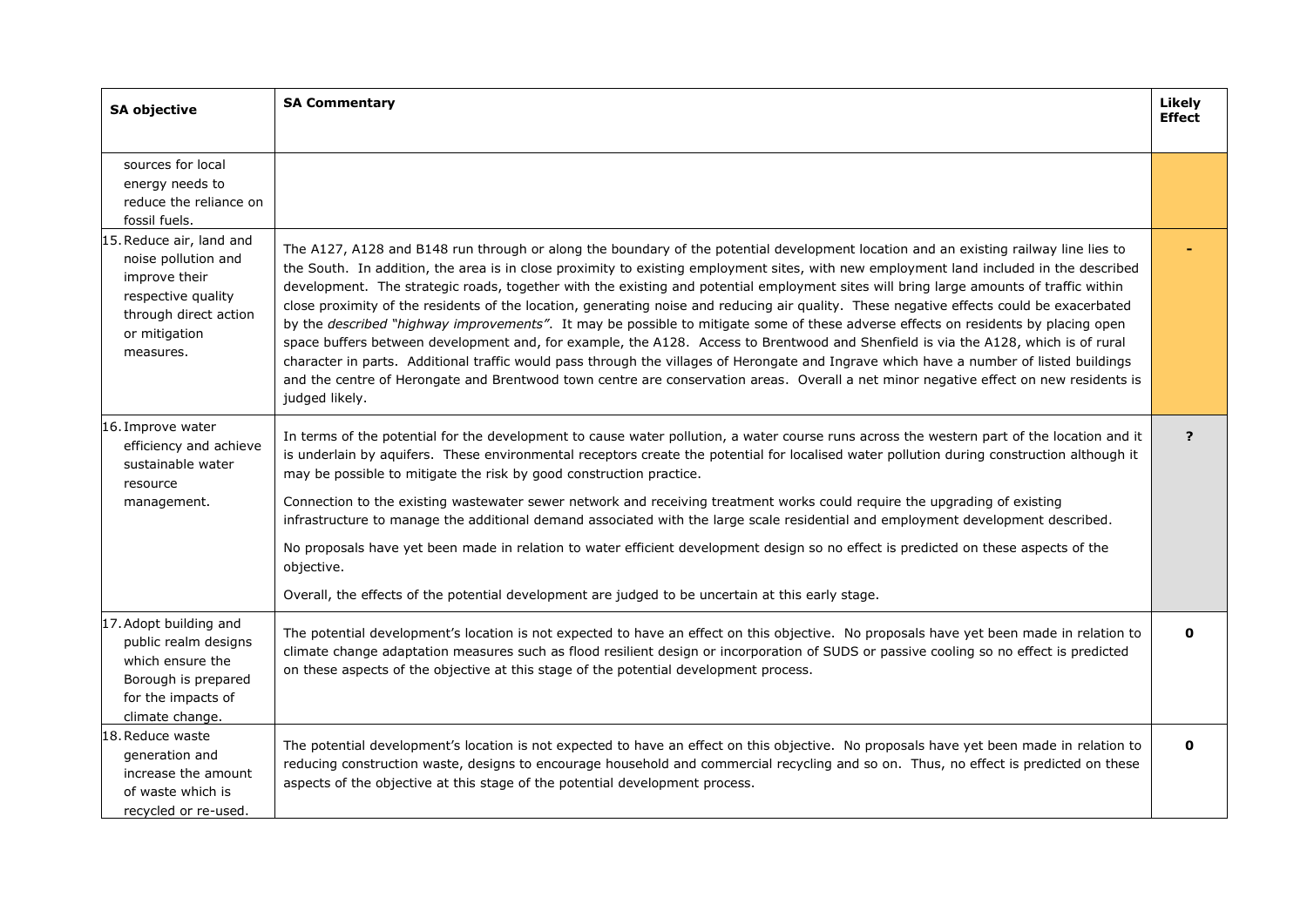| SA objective | SA Commentary | Likely Effect |
| --- | --- | --- |
| sources for local energy needs to reduce the reliance on fossil fuels. | | |
| 15. Reduce air, land and noise pollution and improve their respective quality through direct action or mitigation measures. | The A127, A128 and B148 run through or along the boundary of the potential development location and an existing railway line lies to the South. In addition, the area is in close proximity to existing employment sites, with new employment land included in the described development. The strategic roads, together with the existing and potential employment sites will bring large amounts of traffic within close proximity of the residents of the location, generating noise and reducing air quality. These negative effects could be exacerbated by the *described "highway improvements"*. It may be possible to mitigate some of these adverse effects on residents by placing open space buffers between development and, for example, the A128. Access to Brentwood and Shenfield is via the A128, which is of rural character in parts. Additional traffic would pass through the villages of Herongate and Ingrave which have a number of listed buildings and the centre of Herongate and Brentwood town centre are conservation areas. Overall a net minor negative effect on new residents is judged likely. | **-** |
| 16. Improve water efficiency and achieve sustainable water resource management. | In terms of the potential for the development to cause water pollution, a water course runs across the western part of the location and it is underlain by aquifers. These environmental receptors create the potential for localised water pollution during construction although it may be possible to mitigate the risk by good construction practice.<br><br>Connection to the existing wastewater sewer network and receiving treatment works could require the upgrading of existing infrastructure to manage the additional demand associated with the large scale residential and employment development described.<br><br>No proposals have yet been made in relation to water efficient development design so no effect is predicted on these aspects of the objective.<br><br>Overall, the effects of the potential development are judged to be uncertain at this early stage. | **?** |
| 17. Adopt building and public realm designs which ensure the Borough is prepared for the impacts of climate change. | The potential development's location is not expected to have an effect on this objective. No proposals have yet been made in relation to climate change adaptation measures such as flood resilient design or incorporation of SUDS or passive cooling so no effect is predicted on these aspects of the objective at this stage of the potential development process. | **0** |
| 18. Reduce waste generation and increase the amount of waste which is recycled or re-used. | The potential development's location is not expected to have an effect on this objective. No proposals have yet been made in relation to reducing construction waste, designs to encourage household and commercial recycling and so on. Thus, no effect is predicted on these aspects of the objective at this stage of the potential development process. | **0** |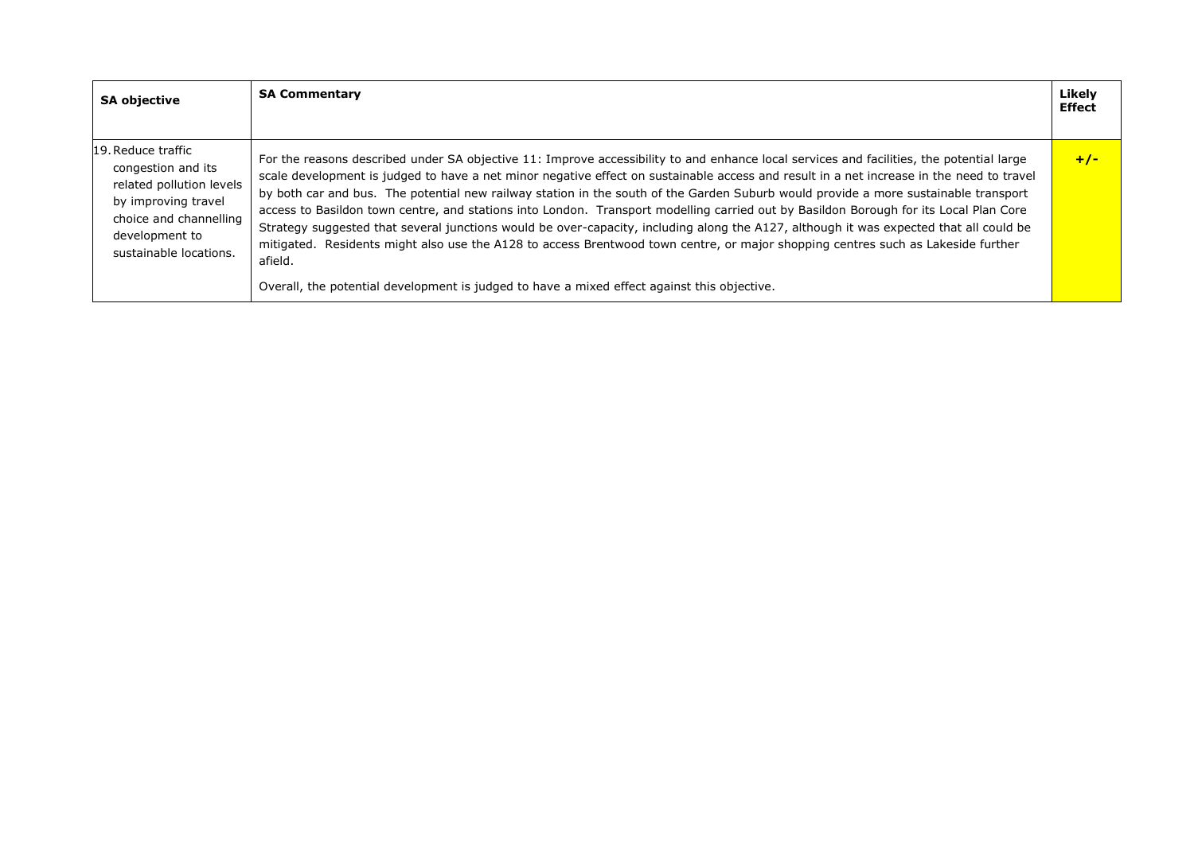| SA objective | SA Commentary | Likely Effect |
|---|---|---|
| 19. Reduce traffic congestion and its related pollution levels by improving travel choice and channelling development to sustainable locations. | For the reasons described under SA objective 11: Improve accessibility to and enhance local services and facilities, the potential large scale development is judged to have a net minor negative effect on sustainable access and result in a net increase in the need to travel by both car and bus. The potential new railway station in the south of the Garden Suburb would provide a more sustainable transport access to Basildon town centre, and stations into London. Transport modelling carried out by Basildon Borough for its Local Plan Core Strategy suggested that several junctions would be over-capacity, including along the A127, although it was expected that all could be mitigated. Residents might also use the A128 to access Brentwood town centre, or major shopping centres such as Lakeside further afield.<br><br>Overall, the potential development is judged to have a mixed effect against this objective. | **+/-** |